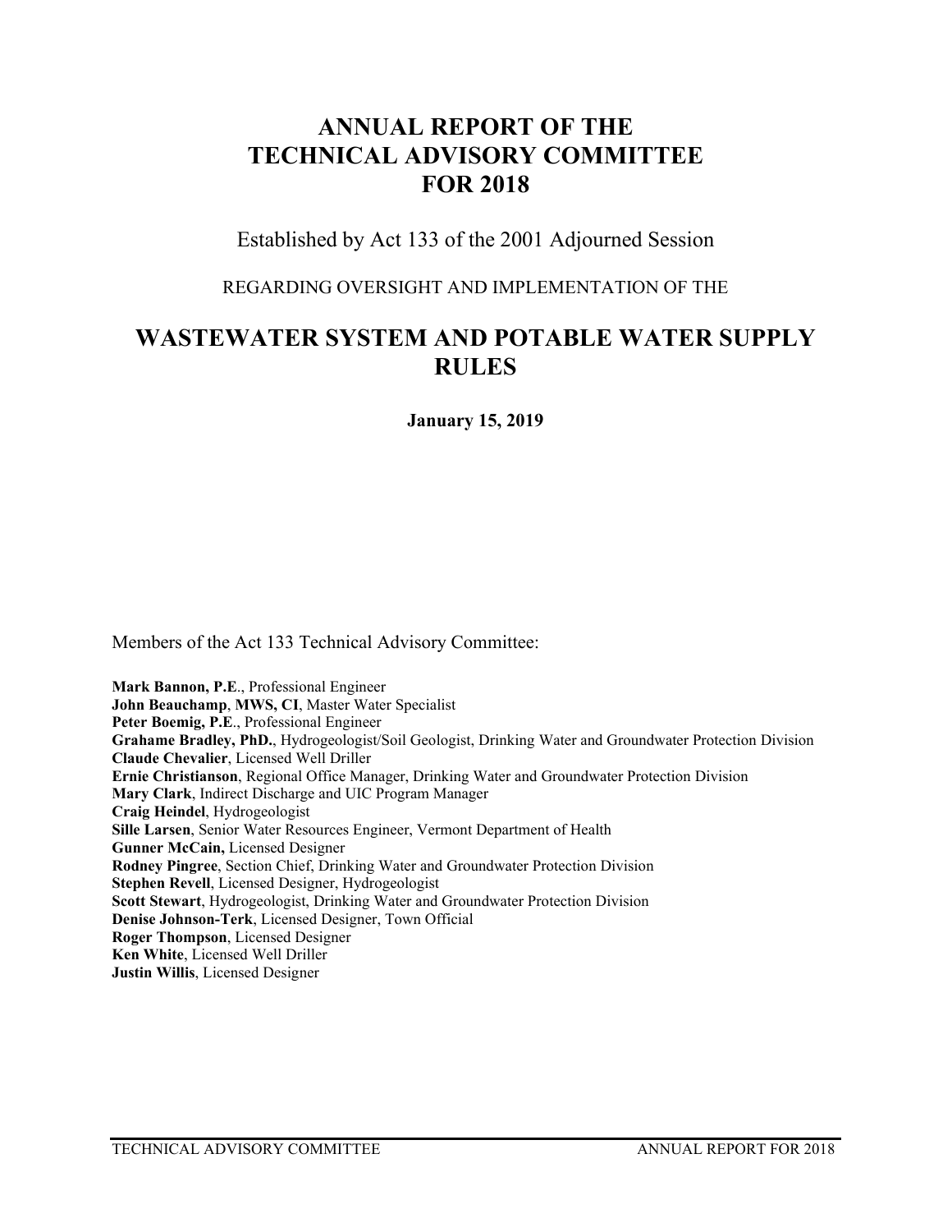# ANNUAL REPORT OF THE TECHNICAL ADVISORY COMMITTEE FOR 2018

Established by Act 133 of the 2001 Adjourned Session

REGARDING OVERSIGHT AND IMPLEMENTATION OF THE

## WASTEWATER SYSTEM AND POTABLE WATER SUPPLY RULES

**January 15, 2019**

Members of the Act 133 Technical Advisory Committee:

**Mark Bannon, P.E**., Professional Engineer  
**John Beauchamp**, **MWS, CI**, Master Water Specialist  
**Peter Boemig, P.E**., Professional Engineer  
**Grahame Bradley, PhD.**, Hydrogeologist/Soil Geologist, Drinking Water and Groundwater Protection Division  
**Claude Chevalier**, Licensed Well Driller  
**Ernie Christianson**, Regional Office Manager, Drinking Water and Groundwater Protection Division  
**Mary Clark**, Indirect Discharge and UIC Program Manager  
**Craig Heindel**, Hydrogeologist  
**Sille Larsen**, Senior Water Resources Engineer, Vermont Department of Health  
**Gunner McCain,** Licensed Designer  
**Rodney Pingree**, Section Chief, Drinking Water and Groundwater Protection Division  
**Stephen Revell**, Licensed Designer, Hydrogeologist  
**Scott Stewart**, Hydrogeologist, Drinking Water and Groundwater Protection Division  
**Denise Johnson-Terk**, Licensed Designer, Town Official  
**Roger Thompson**, Licensed Designer  
**Ken White**, Licensed Well Driller  
**Justin Willis**, Licensed Designer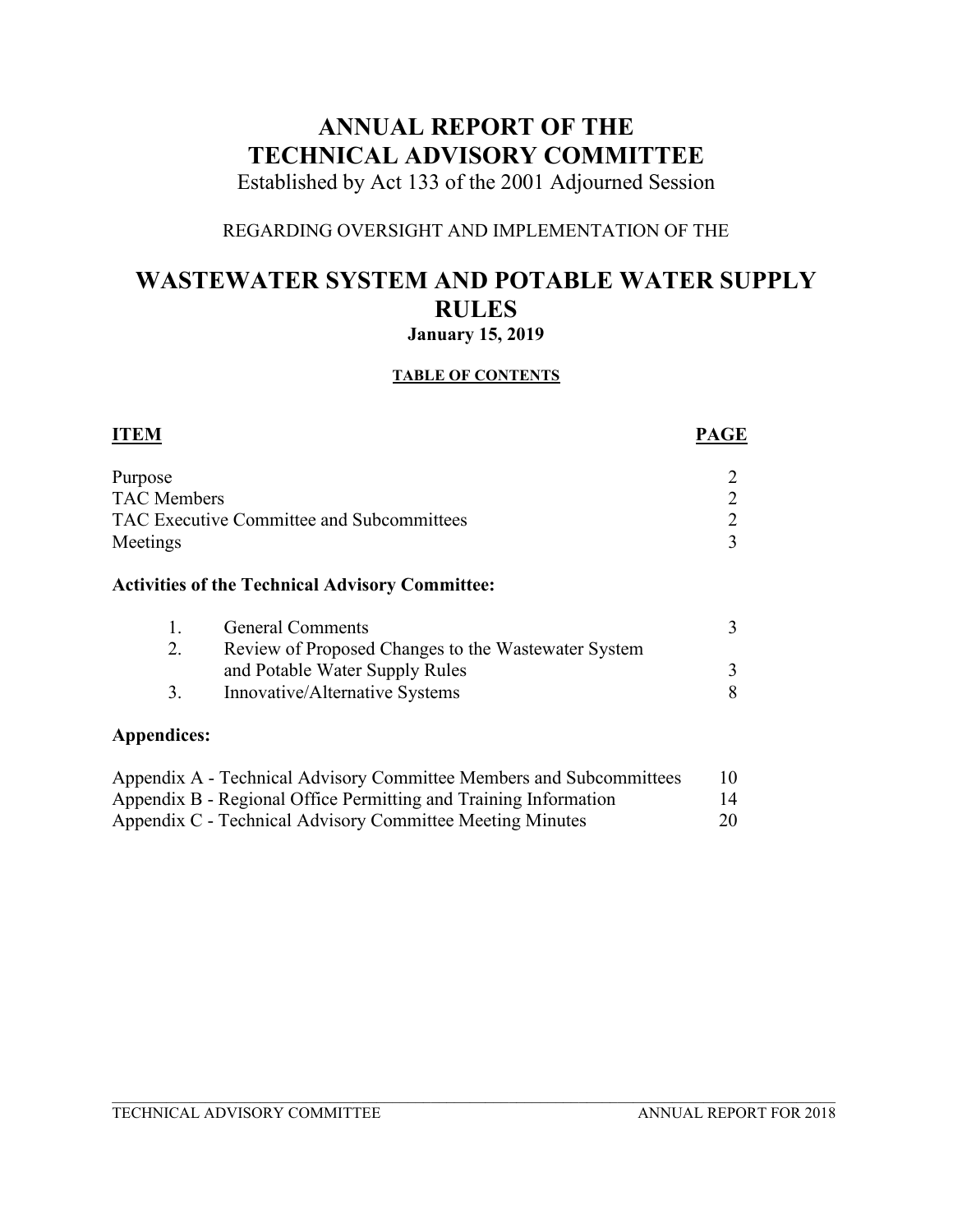# ANNUAL REPORT OF THE TECHNICAL ADVISORY COMMITTEE

Established by Act 133 of the 2001 Adjourned Session

REGARDING OVERSIGHT AND IMPLEMENTATION OF THE

# WASTEWATER SYSTEM AND POTABLE WATER SUPPLY RULES

**January 15, 2019**

**TABLE OF CONTENTS**

| **ITEM** | **PAGE** |
|---|---|
| Purpose | 2 |
| TAC Members | 2 |
| TAC Executive Committee and Subcommittees | 2 |
| Meetings | 3 |

**Activities of the Technical Advisory Committee:**

| | | |
|---|---|---|
| 1. | General Comments | 3 |
| 2. | Review of Proposed Changes to the Wastewater System and Potable Water Supply Rules | 3 |
| 3. | Innovative/Alternative Systems | 8 |

**Appendices:**

| | |
|---|---|
| Appendix A - Technical Advisory Committee Members and Subcommittees | 10 |
| Appendix B - Regional Office Permitting and Training Information | 14 |
| Appendix C - Technical Advisory Committee Meeting Minutes | 20 |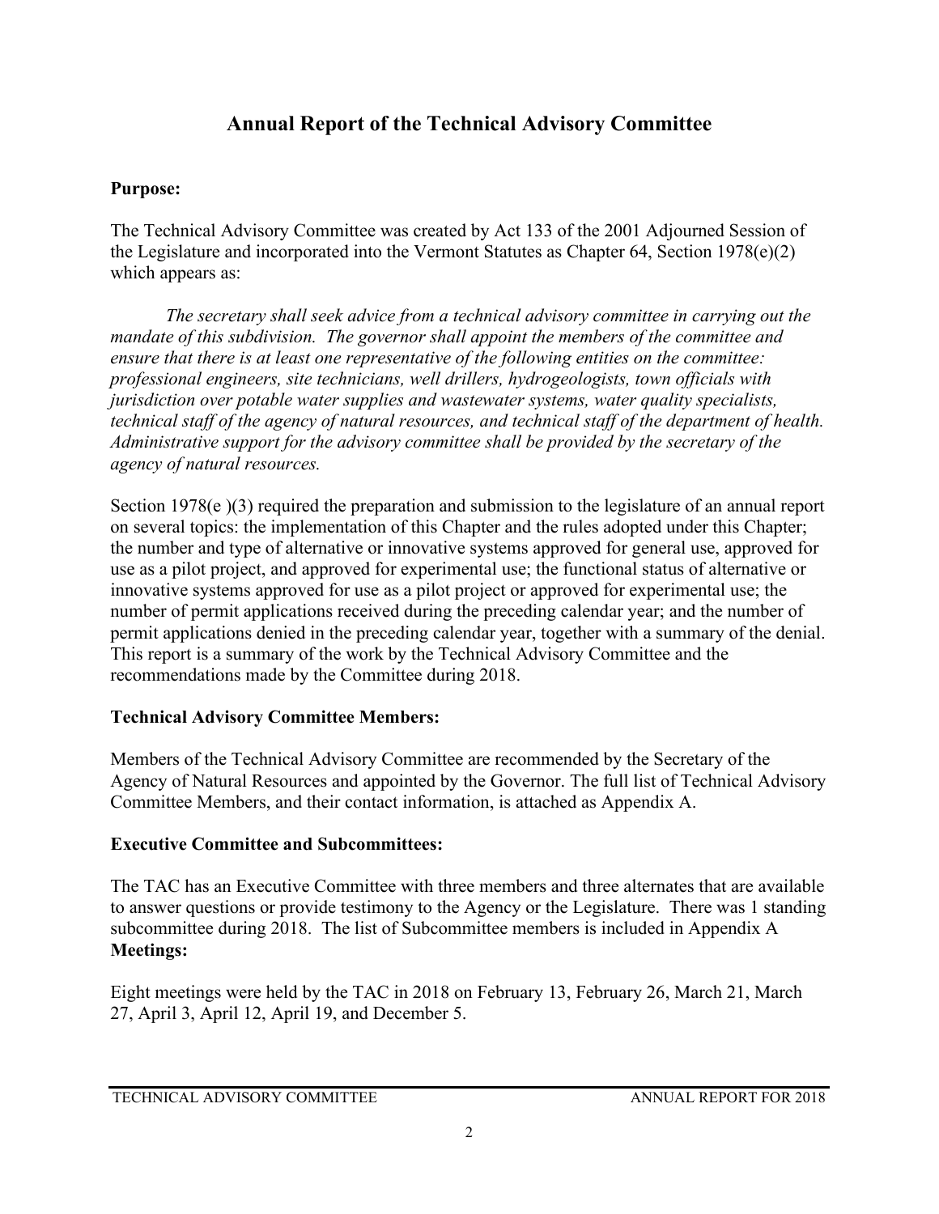# Annual Report of the Technical Advisory Committee

**Purpose:**

The Technical Advisory Committee was created by Act 133 of the 2001 Adjourned Session of the Legislature and incorporated into the Vermont Statutes as Chapter 64, Section 1978(e)(2) which appears as:

*The secretary shall seek advice from a technical advisory committee in carrying out the mandate of this subdivision. The governor shall appoint the members of the committee and ensure that there is at least one representative of the following entities on the committee: professional engineers, site technicians, well drillers, hydrogeologists, town officials with jurisdiction over potable water supplies and wastewater systems, water quality specialists, technical staff of the agency of natural resources, and technical staff of the department of health. Administrative support for the advisory committee shall be provided by the secretary of the agency of natural resources.*

Section 1978(e )(3) required the preparation and submission to the legislature of an annual report on several topics: the implementation of this Chapter and the rules adopted under this Chapter; the number and type of alternative or innovative systems approved for general use, approved for use as a pilot project, and approved for experimental use; the functional status of alternative or innovative systems approved for use as a pilot project or approved for experimental use; the number of permit applications received during the preceding calendar year; and the number of permit applications denied in the preceding calendar year, together with a summary of the denial. This report is a summary of the work by the Technical Advisory Committee and the recommendations made by the Committee during 2018.

**Technical Advisory Committee Members:**

Members of the Technical Advisory Committee are recommended by the Secretary of the Agency of Natural Resources and appointed by the Governor. The full list of Technical Advisory Committee Members, and their contact information, is attached as Appendix A.

**Executive Committee and Subcommittees:**

The TAC has an Executive Committee with three members and three alternates that are available to answer questions or provide testimony to the Agency or the Legislature. There was 1 standing subcommittee during 2018. The list of Subcommittee members is included in Appendix A

**Meetings:**

Eight meetings were held by the TAC in 2018 on February 13, February 26, March 21, March 27, April 3, April 12, April 19, and December 5.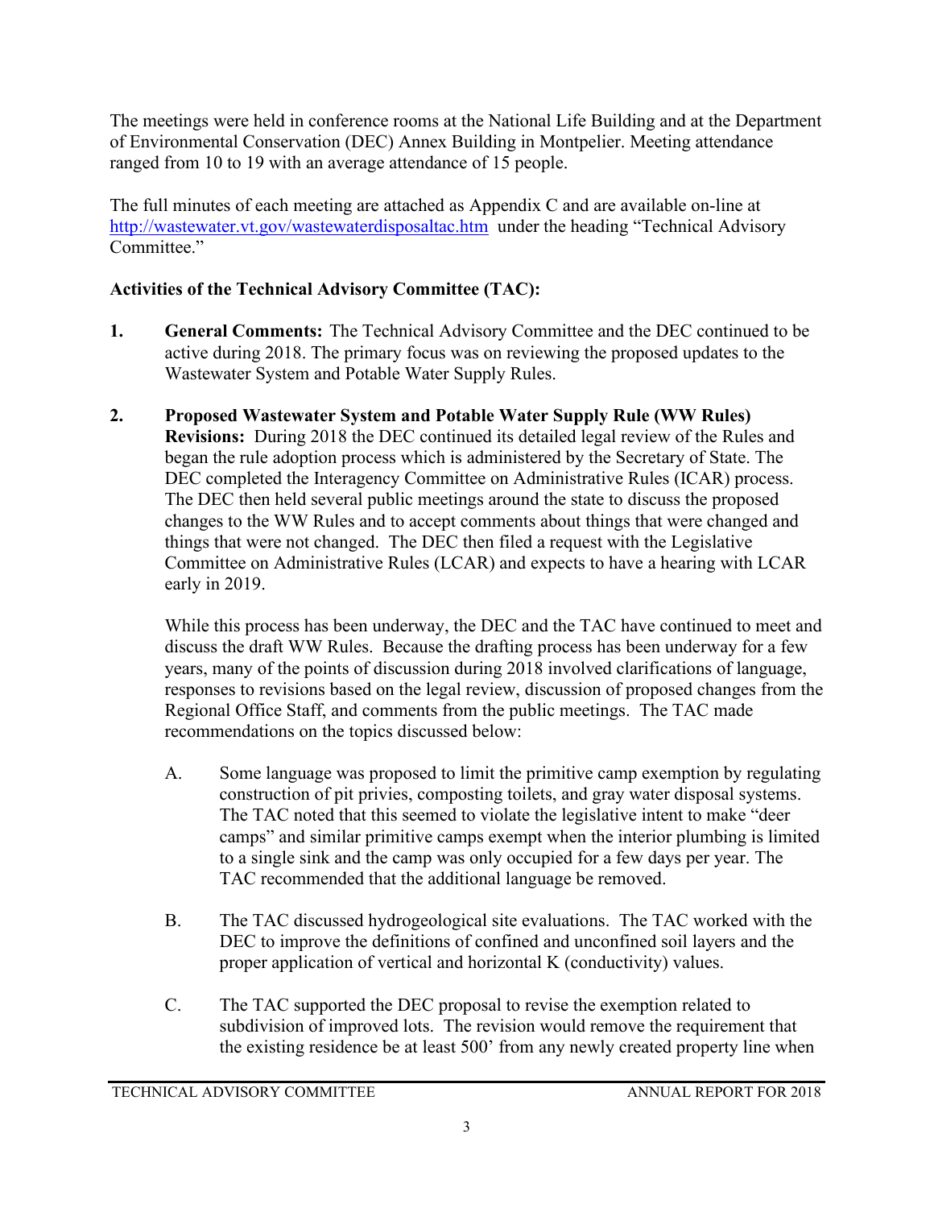The meetings were held in conference rooms at the National Life Building and at the Department of Environmental Conservation (DEC) Annex Building in Montpelier. Meeting attendance ranged from 10 to 19 with an average attendance of 15 people.

The full minutes of each meeting are attached as Appendix C and are available on-line at http://wastewater.vt.gov/wastewaterdisposaltac.htm under the heading "Technical Advisory Committee."

**Activities of the Technical Advisory Committee (TAC):**

1. **General Comments:** The Technical Advisory Committee and the DEC continued to be active during 2018. The primary focus was on reviewing the proposed updates to the Wastewater System and Potable Water Supply Rules.

2. **Proposed Wastewater System and Potable Water Supply Rule (WW Rules) Revisions:** During 2018 the DEC continued its detailed legal review of the Rules and began the rule adoption process which is administered by the Secretary of State. The DEC completed the Interagency Committee on Administrative Rules (ICAR) process. The DEC then held several public meetings around the state to discuss the proposed changes to the WW Rules and to accept comments about things that were changed and things that were not changed. The DEC then filed a request with the Legislative Committee on Administrative Rules (LCAR) and expects to have a hearing with LCAR early in 2019.

   While this process has been underway, the DEC and the TAC have continued to meet and discuss the draft WW Rules. Because the drafting process has been underway for a few years, many of the points of discussion during 2018 involved clarifications of language, responses to revisions based on the legal review, discussion of proposed changes from the Regional Office Staff, and comments from the public meetings. The TAC made recommendations on the topics discussed below:

   A. Some language was proposed to limit the primitive camp exemption by regulating construction of pit privies, composting toilets, and gray water disposal systems. The TAC noted that this seemed to violate the legislative intent to make "deer camps" and similar primitive camps exempt when the interior plumbing is limited to a single sink and the camp was only occupied for a few days per year. The TAC recommended that the additional language be removed.

   B. The TAC discussed hydrogeological site evaluations. The TAC worked with the DEC to improve the definitions of confined and unconfined soil layers and the proper application of vertical and horizontal K (conductivity) values.

   C. The TAC supported the DEC proposal to revise the exemption related to subdivision of improved lots. The revision would remove the requirement that the existing residence be at least 500' from any newly created property line when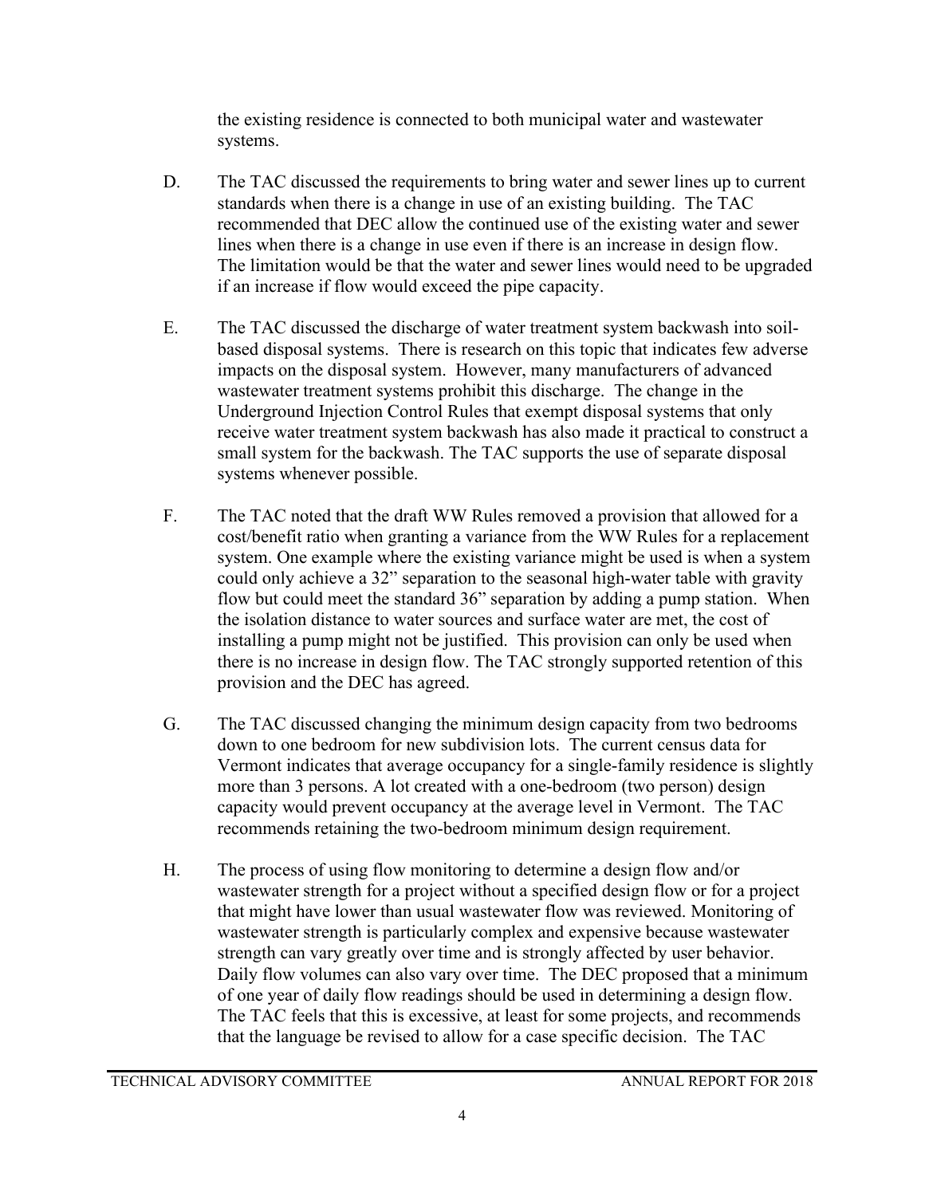the existing residence is connected to both municipal water and wastewater systems.

D. The TAC discussed the requirements to bring water and sewer lines up to current standards when there is a change in use of an existing building. The TAC recommended that DEC allow the continued use of the existing water and sewer lines when there is a change in use even if there is an increase in design flow. The limitation would be that the water and sewer lines would need to be upgraded if an increase if flow would exceed the pipe capacity.

E. The TAC discussed the discharge of water treatment system backwash into soil-based disposal systems. There is research on this topic that indicates few adverse impacts on the disposal system. However, many manufacturers of advanced wastewater treatment systems prohibit this discharge. The change in the Underground Injection Control Rules that exempt disposal systems that only receive water treatment system backwash has also made it practical to construct a small system for the backwash. The TAC supports the use of separate disposal systems whenever possible.

F. The TAC noted that the draft WW Rules removed a provision that allowed for a cost/benefit ratio when granting a variance from the WW Rules for a replacement system. One example where the existing variance might be used is when a system could only achieve a 32" separation to the seasonal high-water table with gravity flow but could meet the standard 36" separation by adding a pump station. When the isolation distance to water sources and surface water are met, the cost of installing a pump might not be justified. This provision can only be used when there is no increase in design flow. The TAC strongly supported retention of this provision and the DEC has agreed.

G. The TAC discussed changing the minimum design capacity from two bedrooms down to one bedroom for new subdivision lots. The current census data for Vermont indicates that average occupancy for a single-family residence is slightly more than 3 persons. A lot created with a one-bedroom (two person) design capacity would prevent occupancy at the average level in Vermont. The TAC recommends retaining the two-bedroom minimum design requirement.

H. The process of using flow monitoring to determine a design flow and/or wastewater strength for a project without a specified design flow or for a project that might have lower than usual wastewater flow was reviewed. Monitoring of wastewater strength is particularly complex and expensive because wastewater strength can vary greatly over time and is strongly affected by user behavior. Daily flow volumes can also vary over time. The DEC proposed that a minimum of one year of daily flow readings should be used in determining a design flow. The TAC feels that this is excessive, at least for some projects, and recommends that the language be revised to allow for a case specific decision. The TAC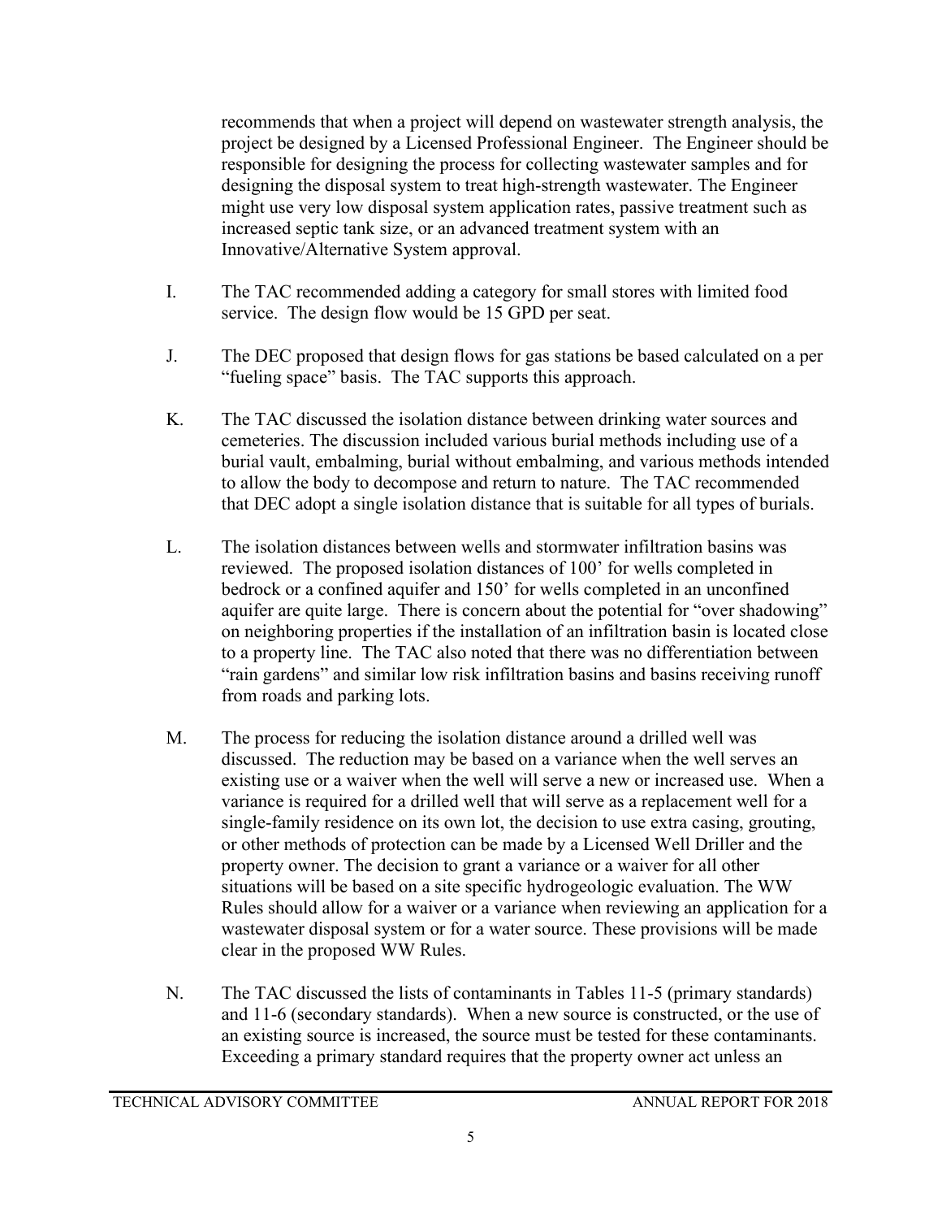recommends that when a project will depend on wastewater strength analysis, the project be designed by a Licensed Professional Engineer. The Engineer should be responsible for designing the process for collecting wastewater samples and for designing the disposal system to treat high-strength wastewater. The Engineer might use very low disposal system application rates, passive treatment such as increased septic tank size, or an advanced treatment system with an Innovative/Alternative System approval.

I. The TAC recommended adding a category for small stores with limited food service. The design flow would be 15 GPD per seat.

J. The DEC proposed that design flows for gas stations be based calculated on a per "fueling space" basis. The TAC supports this approach.

K. The TAC discussed the isolation distance between drinking water sources and cemeteries. The discussion included various burial methods including use of a burial vault, embalming, burial without embalming, and various methods intended to allow the body to decompose and return to nature. The TAC recommended that DEC adopt a single isolation distance that is suitable for all types of burials.

L. The isolation distances between wells and stormwater infiltration basins was reviewed. The proposed isolation distances of 100' for wells completed in bedrock or a confined aquifer and 150' for wells completed in an unconfined aquifer are quite large. There is concern about the potential for "over shadowing" on neighboring properties if the installation of an infiltration basin is located close to a property line. The TAC also noted that there was no differentiation between "rain gardens" and similar low risk infiltration basins and basins receiving runoff from roads and parking lots.

M. The process for reducing the isolation distance around a drilled well was discussed. The reduction may be based on a variance when the well serves an existing use or a waiver when the well will serve a new or increased use. When a variance is required for a drilled well that will serve as a replacement well for a single-family residence on its own lot, the decision to use extra casing, grouting, or other methods of protection can be made by a Licensed Well Driller and the property owner. The decision to grant a variance or a waiver for all other situations will be based on a site specific hydrogeologic evaluation. The WW Rules should allow for a waiver or a variance when reviewing an application for a wastewater disposal system or for a water source. These provisions will be made clear in the proposed WW Rules.

N. The TAC discussed the lists of contaminants in Tables 11-5 (primary standards) and 11-6 (secondary standards). When a new source is constructed, or the use of an existing source is increased, the source must be tested for these contaminants. Exceeding a primary standard requires that the property owner act unless an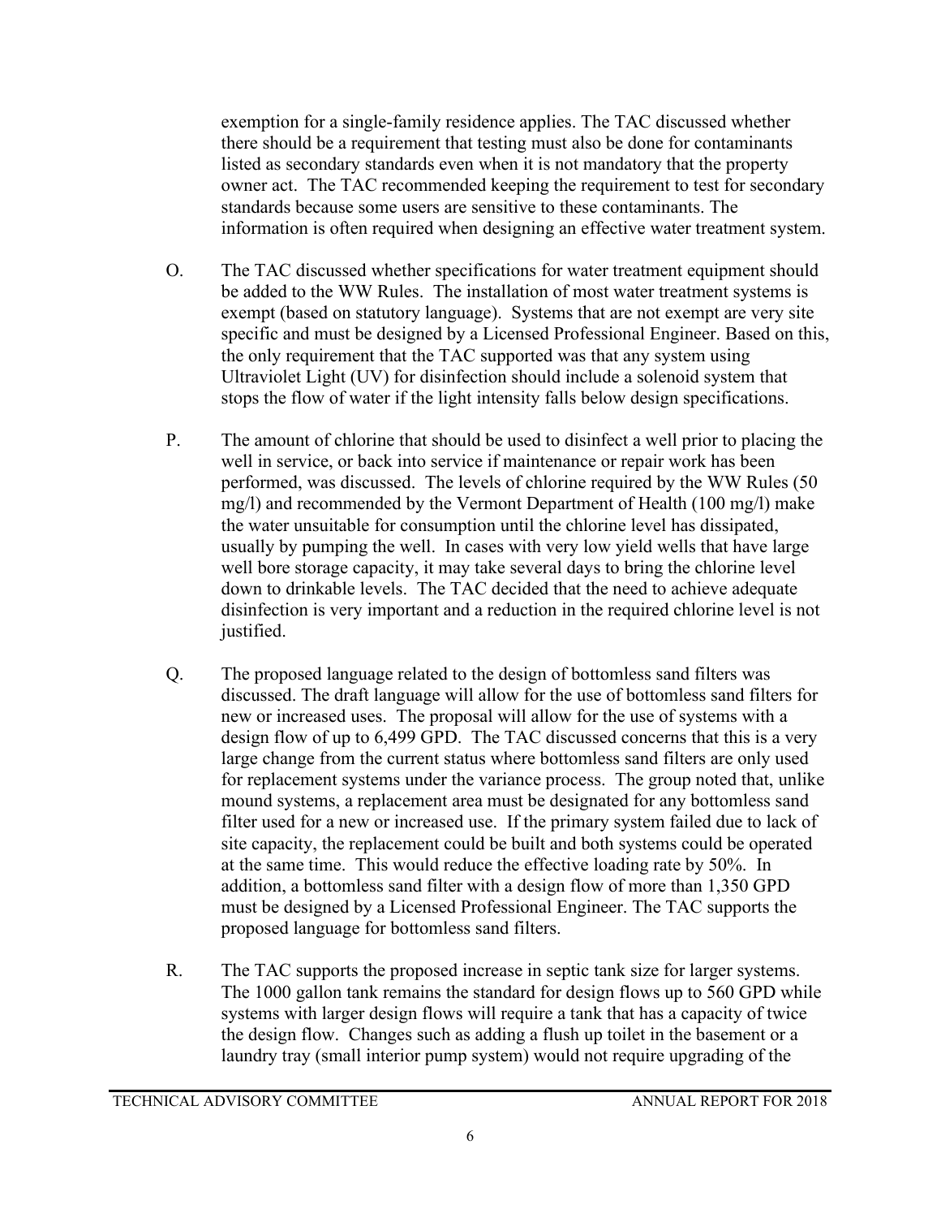exemption for a single-family residence applies. The TAC discussed whether there should be a requirement that testing must also be done for contaminants listed as secondary standards even when it is not mandatory that the property owner act. The TAC recommended keeping the requirement to test for secondary standards because some users are sensitive to these contaminants. The information is often required when designing an effective water treatment system.

O. The TAC discussed whether specifications for water treatment equipment should be added to the WW Rules. The installation of most water treatment systems is exempt (based on statutory language). Systems that are not exempt are very site specific and must be designed by a Licensed Professional Engineer. Based on this, the only requirement that the TAC supported was that any system using Ultraviolet Light (UV) for disinfection should include a solenoid system that stops the flow of water if the light intensity falls below design specifications.

P. The amount of chlorine that should be used to disinfect a well prior to placing the well in service, or back into service if maintenance or repair work has been performed, was discussed. The levels of chlorine required by the WW Rules (50 mg/l) and recommended by the Vermont Department of Health (100 mg/l) make the water unsuitable for consumption until the chlorine level has dissipated, usually by pumping the well. In cases with very low yield wells that have large well bore storage capacity, it may take several days to bring the chlorine level down to drinkable levels. The TAC decided that the need to achieve adequate disinfection is very important and a reduction in the required chlorine level is not justified.

Q. The proposed language related to the design of bottomless sand filters was discussed. The draft language will allow for the use of bottomless sand filters for new or increased uses. The proposal will allow for the use of systems with a design flow of up to 6,499 GPD. The TAC discussed concerns that this is a very large change from the current status where bottomless sand filters are only used for replacement systems under the variance process. The group noted that, unlike mound systems, a replacement area must be designated for any bottomless sand filter used for a new or increased use. If the primary system failed due to lack of site capacity, the replacement could be built and both systems could be operated at the same time. This would reduce the effective loading rate by 50%. In addition, a bottomless sand filter with a design flow of more than 1,350 GPD must be designed by a Licensed Professional Engineer. The TAC supports the proposed language for bottomless sand filters.

R. The TAC supports the proposed increase in septic tank size for larger systems. The 1000 gallon tank remains the standard for design flows up to 560 GPD while systems with larger design flows will require a tank that has a capacity of twice the design flow. Changes such as adding a flush up toilet in the basement or a laundry tray (small interior pump system) would not require upgrading of the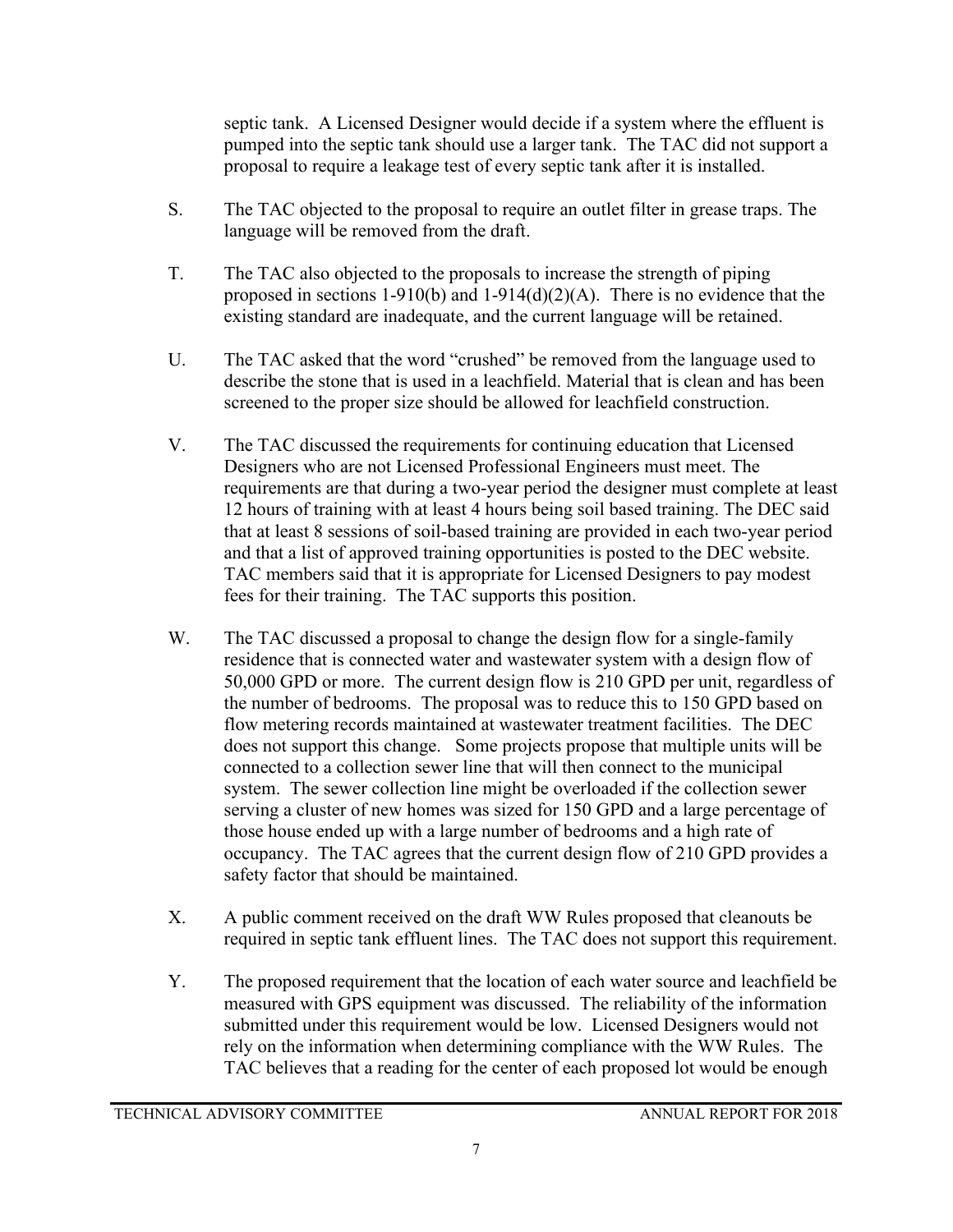septic tank. A Licensed Designer would decide if a system where the effluent is pumped into the septic tank should use a larger tank. The TAC did not support a proposal to require a leakage test of every septic tank after it is installed.

S. The TAC objected to the proposal to require an outlet filter in grease traps. The language will be removed from the draft.

T. The TAC also objected to the proposals to increase the strength of piping proposed in sections 1-910(b) and 1-914(d)(2)(A). There is no evidence that the existing standard are inadequate, and the current language will be retained.

U. The TAC asked that the word "crushed" be removed from the language used to describe the stone that is used in a leachfield. Material that is clean and has been screened to the proper size should be allowed for leachfield construction.

V. The TAC discussed the requirements for continuing education that Licensed Designers who are not Licensed Professional Engineers must meet. The requirements are that during a two-year period the designer must complete at least 12 hours of training with at least 4 hours being soil based training. The DEC said that at least 8 sessions of soil-based training are provided in each two-year period and that a list of approved training opportunities is posted to the DEC website. TAC members said that it is appropriate for Licensed Designers to pay modest fees for their training. The TAC supports this position.

W. The TAC discussed a proposal to change the design flow for a single-family residence that is connected water and wastewater system with a design flow of 50,000 GPD or more. The current design flow is 210 GPD per unit, regardless of the number of bedrooms. The proposal was to reduce this to 150 GPD based on flow metering records maintained at wastewater treatment facilities. The DEC does not support this change. Some projects propose that multiple units will be connected to a collection sewer line that will then connect to the municipal system. The sewer collection line might be overloaded if the collection sewer serving a cluster of new homes was sized for 150 GPD and a large percentage of those house ended up with a large number of bedrooms and a high rate of occupancy. The TAC agrees that the current design flow of 210 GPD provides a safety factor that should be maintained.

X. A public comment received on the draft WW Rules proposed that cleanouts be required in septic tank effluent lines. The TAC does not support this requirement.

Y. The proposed requirement that the location of each water source and leachfield be measured with GPS equipment was discussed. The reliability of the information submitted under this requirement would be low. Licensed Designers would not rely on the information when determining compliance with the WW Rules. The TAC believes that a reading for the center of each proposed lot would be enough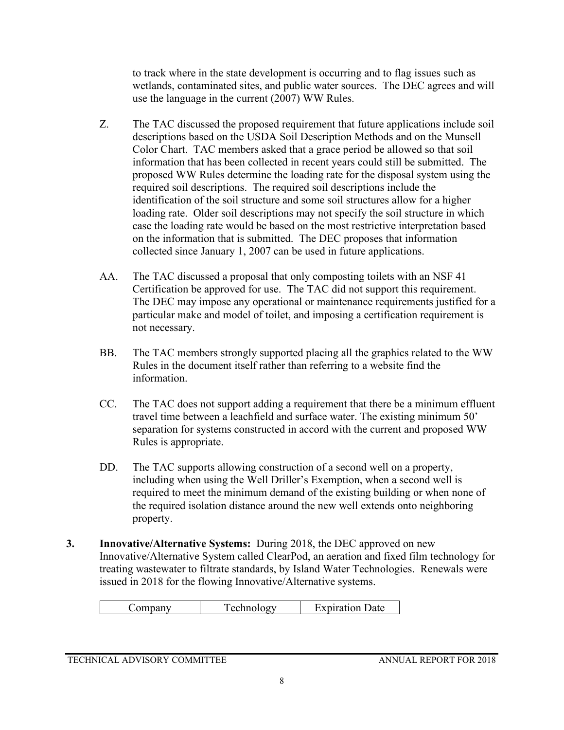to track where in the state development is occurring and to flag issues such as wetlands, contaminated sites, and public water sources. The DEC agrees and will use the language in the current (2007) WW Rules.

Z. The TAC discussed the proposed requirement that future applications include soil descriptions based on the USDA Soil Description Methods and on the Munsell Color Chart. TAC members asked that a grace period be allowed so that soil information that has been collected in recent years could still be submitted. The proposed WW Rules determine the loading rate for the disposal system using the required soil descriptions. The required soil descriptions include the identification of the soil structure and some soil structures allow for a higher loading rate. Older soil descriptions may not specify the soil structure in which case the loading rate would be based on the most restrictive interpretation based on the information that is submitted. The DEC proposes that information collected since January 1, 2007 can be used in future applications.

AA. The TAC discussed a proposal that only composting toilets with an NSF 41 Certification be approved for use. The TAC did not support this requirement. The DEC may impose any operational or maintenance requirements justified for a particular make and model of toilet, and imposing a certification requirement is not necessary.

BB. The TAC members strongly supported placing all the graphics related to the WW Rules in the document itself rather than referring to a website find the information.

CC. The TAC does not support adding a requirement that there be a minimum effluent travel time between a leachfield and surface water. The existing minimum 50' separation for systems constructed in accord with the current and proposed WW Rules is appropriate.

DD. The TAC supports allowing construction of a second well on a property, including when using the Well Driller's Exemption, when a second well is required to meet the minimum demand of the existing building or when none of the required isolation distance around the new well extends onto neighboring property.

**3. Innovative/Alternative Systems:** During 2018, the DEC approved on new Innovative/Alternative System called ClearPod, an aeration and fixed film technology for treating wastewater to filtrate standards, by Island Water Technologies. Renewals were issued in 2018 for the flowing Innovative/Alternative systems.

| Company | Technology | Expiration Date |
| --- | --- | --- |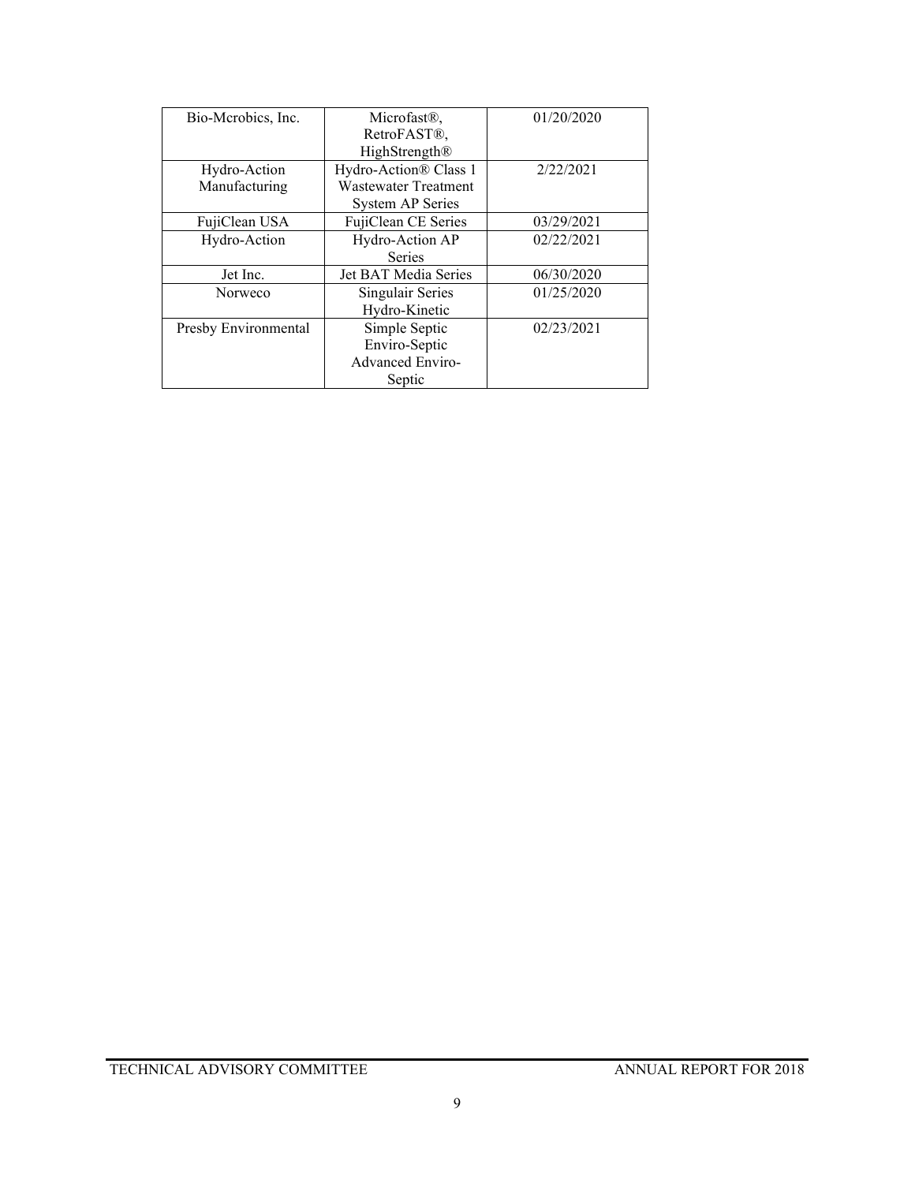| Bio-Mcrobics, Inc. | Microfast®, RetroFAST®, HighStrength® | 01/20/2020 |
|---|---|---|
| Hydro-Action Manufacturing | Hydro-Action® Class 1 Wastewater Treatment System AP Series | 2/22/2021 |
| FujiClean USA | FujiClean CE Series | 03/29/2021 |
| Hydro-Action | Hydro-Action AP Series | 02/22/2021 |
| Jet Inc. | Jet BAT Media Series | 06/30/2020 |
| Norweco | Singulair Series Hydro-Kinetic | 01/25/2020 |
| Presby Environmental | Simple Septic Enviro-Septic Advanced Enviro-Septic | 02/23/2021 |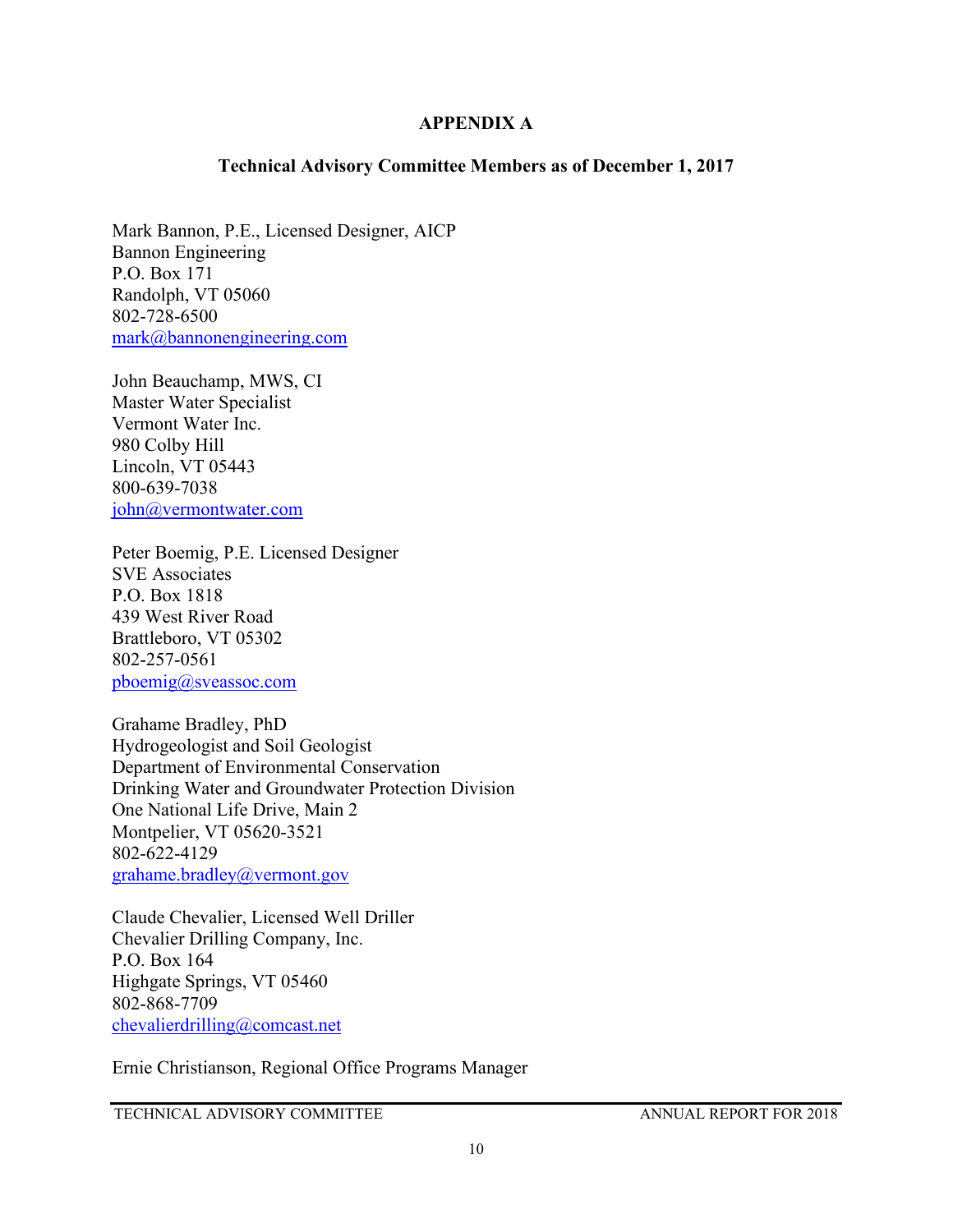# APPENDIX A

## Technical Advisory Committee Members as of December 1, 2017

Mark Bannon, P.E., Licensed Designer, AICP
Bannon Engineering
P.O. Box 171
Randolph, VT 05060
802-728-6500
mark@bannonengineering.com

John Beauchamp, MWS, CI
Master Water Specialist
Vermont Water Inc.
980 Colby Hill
Lincoln, VT 05443
800-639-7038
john@vermontwater.com

Peter Boemig, P.E. Licensed Designer
SVE Associates
P.O. Box 1818
439 West River Road
Brattleboro, VT 05302
802-257-0561
pboemig@sveassoc.com

Grahame Bradley, PhD
Hydrogeologist and Soil Geologist
Department of Environmental Conservation
Drinking Water and Groundwater Protection Division
One National Life Drive, Main 2
Montpelier, VT 05620-3521
802-622-4129
grahame.bradley@vermont.gov

Claude Chevalier, Licensed Well Driller
Chevalier Drilling Company, Inc.
P.O. Box 164
Highgate Springs, VT 05460
802-868-7709
chevalierdrilling@comcast.net

Ernie Christianson, Regional Office Programs Manager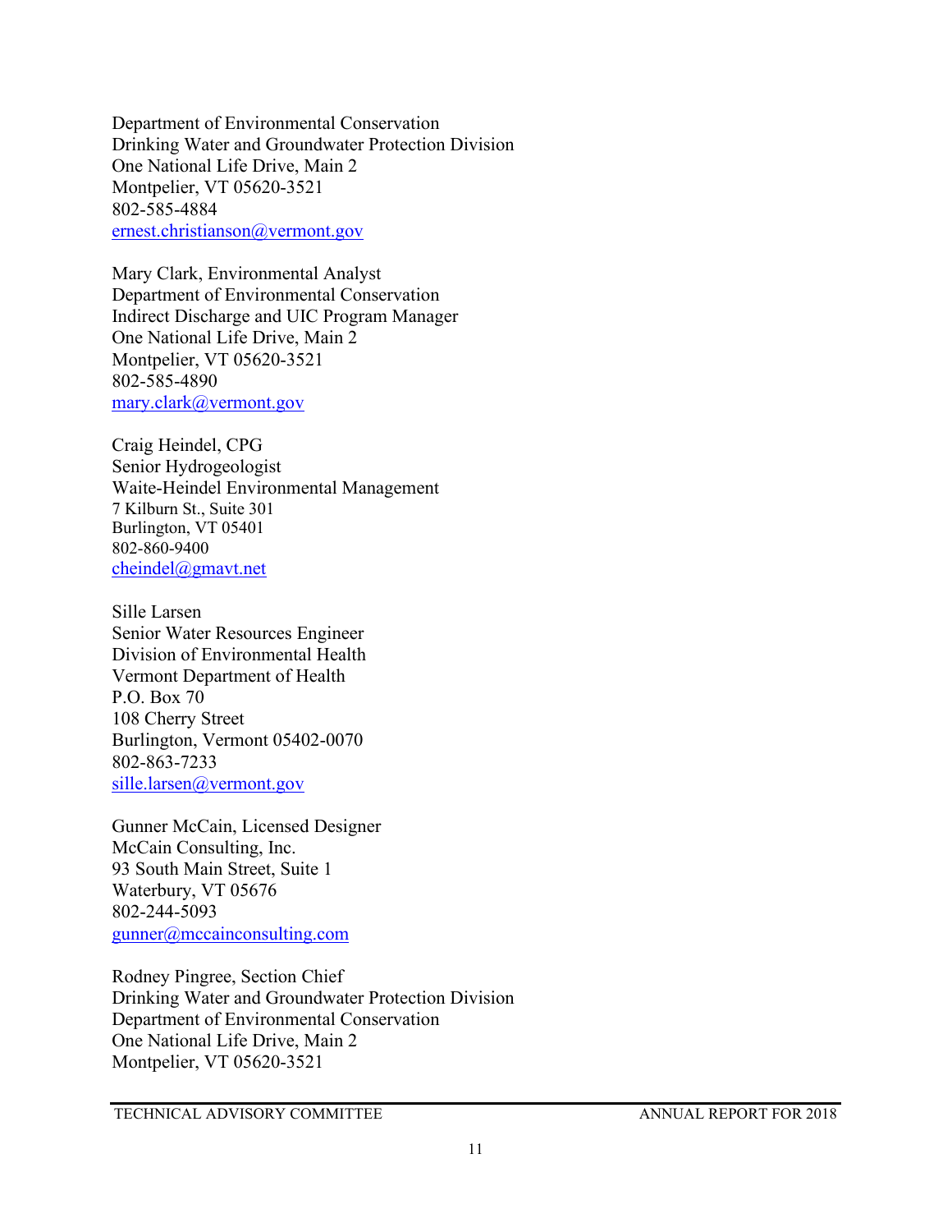Department of Environmental Conservation
Drinking Water and Groundwater Protection Division
One National Life Drive, Main 2
Montpelier, VT 05620-3521
802-585-4884
ernest.christianson@vermont.gov

Mary Clark, Environmental Analyst
Department of Environmental Conservation
Indirect Discharge and UIC Program Manager
One National Life Drive, Main 2
Montpelier, VT 05620-3521
802-585-4890
mary.clark@vermont.gov

Craig Heindel, CPG
Senior Hydrogeologist
Waite-Heindel Environmental Management
7 Kilburn St., Suite 301
Burlington, VT 05401
802-860-9400
cheindel@gmavt.net

Sille Larsen
Senior Water Resources Engineer
Division of Environmental Health
Vermont Department of Health
P.O. Box 70
108 Cherry Street
Burlington, Vermont 05402-0070
802-863-7233
sille.larsen@vermont.gov

Gunner McCain, Licensed Designer
McCain Consulting, Inc.
93 South Main Street, Suite 1
Waterbury, VT 05676
802-244-5093
gunner@mccainconsulting.com

Rodney Pingree, Section Chief
Drinking Water and Groundwater Protection Division
Department of Environmental Conservation
One National Life Drive, Main 2
Montpelier, VT 05620-3521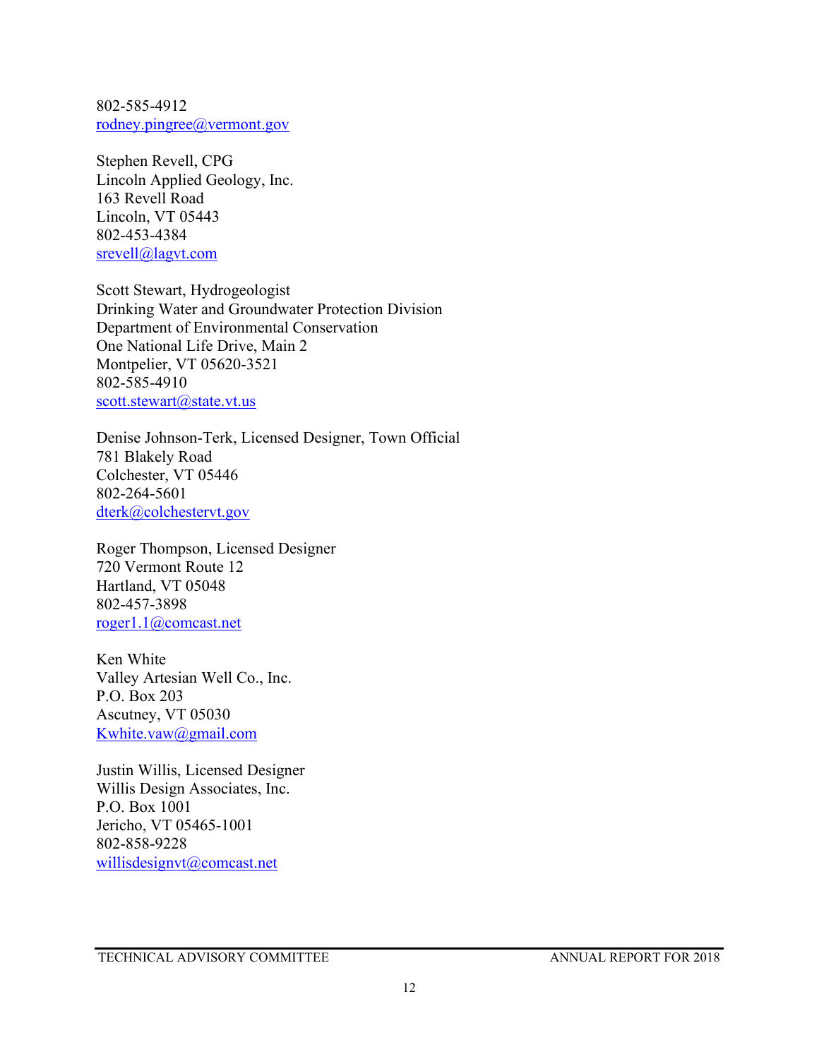802-585-4912
rodney.pingree@vermont.gov

Stephen Revell, CPG
Lincoln Applied Geology, Inc.
163 Revell Road
Lincoln, VT 05443
802-453-4384
srevell@lagvt.com

Scott Stewart, Hydrogeologist
Drinking Water and Groundwater Protection Division
Department of Environmental Conservation
One National Life Drive, Main 2
Montpelier, VT 05620-3521
802-585-4910
scott.stewart@state.vt.us

Denise Johnson-Terk, Licensed Designer, Town Official
781 Blakely Road
Colchester, VT 05446
802-264-5601
dterk@colchestervt.gov

Roger Thompson, Licensed Designer
720 Vermont Route 12
Hartland, VT 05048
802-457-3898
roger1.1@comcast.net

Ken White
Valley Artesian Well Co., Inc.
P.O. Box 203
Ascutney, VT 05030
Kwhite.vaw@gmail.com

Justin Willis, Licensed Designer
Willis Design Associates, Inc.
P.O. Box 1001
Jericho, VT 05465-1001
802-858-9228
willisdesignvt@comcast.net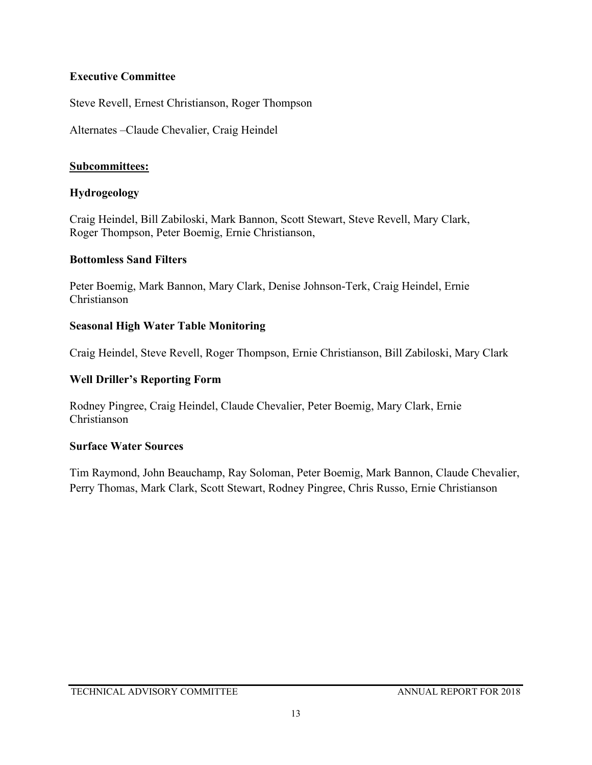**Executive Committee**

Steve Revell, Ernest Christianson, Roger Thompson

Alternates –Claude Chevalier, Craig Heindel

**<u>Subcommittees:</u>**

**Hydrogeology**

Craig Heindel, Bill Zabiloski, Mark Bannon, Scott Stewart, Steve Revell, Mary Clark, Roger Thompson, Peter Boemig, Ernie Christianson,

**Bottomless Sand Filters**

Peter Boemig, Mark Bannon, Mary Clark, Denise Johnson-Terk, Craig Heindel, Ernie Christianson

**Seasonal High Water Table Monitoring**

Craig Heindel, Steve Revell, Roger Thompson, Ernie Christianson, Bill Zabiloski, Mary Clark

**Well Driller's Reporting Form**

Rodney Pingree, Craig Heindel, Claude Chevalier, Peter Boemig, Mary Clark, Ernie Christianson

**Surface Water Sources**

Tim Raymond, John Beauchamp, Ray Soloman, Peter Boemig, Mark Bannon, Claude Chevalier, Perry Thomas, Mark Clark, Scott Stewart, Rodney Pingree, Chris Russo, Ernie Christianson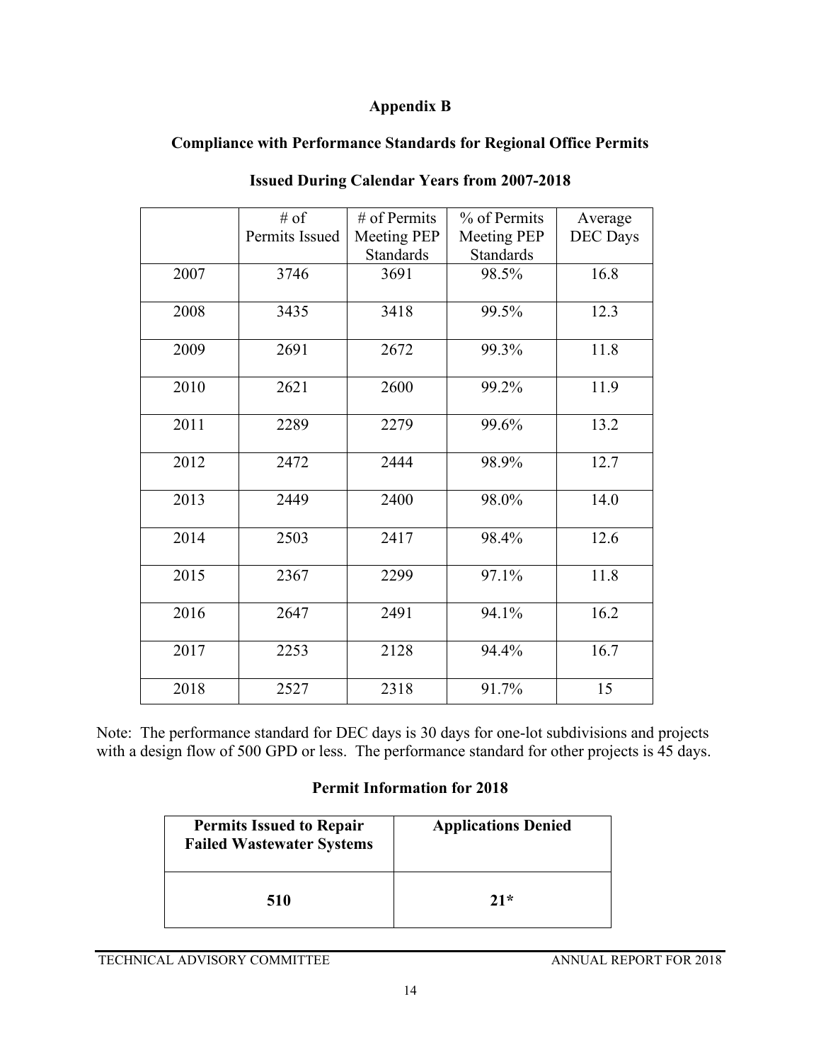## Appendix B

## Compliance with Performance Standards for Regional Office Permits

### Issued During Calendar Years from 2007-2018

| | # of Permits Issued | # of Permits Meeting PEP Standards | % of Permits Meeting PEP Standards | Average DEC Days |
|---|---|---|---|---|
| 2007 | 3746 | 3691 | 98.5% | 16.8 |
| 2008 | 3435 | 3418 | 99.5% | 12.3 |
| 2009 | 2691 | 2672 | 99.3% | 11.8 |
| 2010 | 2621 | 2600 | 99.2% | 11.9 |
| 2011 | 2289 | 2279 | 99.6% | 13.2 |
| 2012 | 2472 | 2444 | 98.9% | 12.7 |
| 2013 | 2449 | 2400 | 98.0% | 14.0 |
| 2014 | 2503 | 2417 | 98.4% | 12.6 |
| 2015 | 2367 | 2299 | 97.1% | 11.8 |
| 2016 | 2647 | 2491 | 94.1% | 16.2 |
| 2017 | 2253 | 2128 | 94.4% | 16.7 |
| 2018 | 2527 | 2318 | 91.7% | 15 |

Note: The performance standard for DEC days is 30 days for one-lot subdivisions and projects with a design flow of 500 GPD or less. The performance standard for other projects is 45 days.

### Permit Information for 2018

| Permits Issued to Repair Failed Wastewater Systems | Applications Denied |
|---|---|
| **510** | **21*** |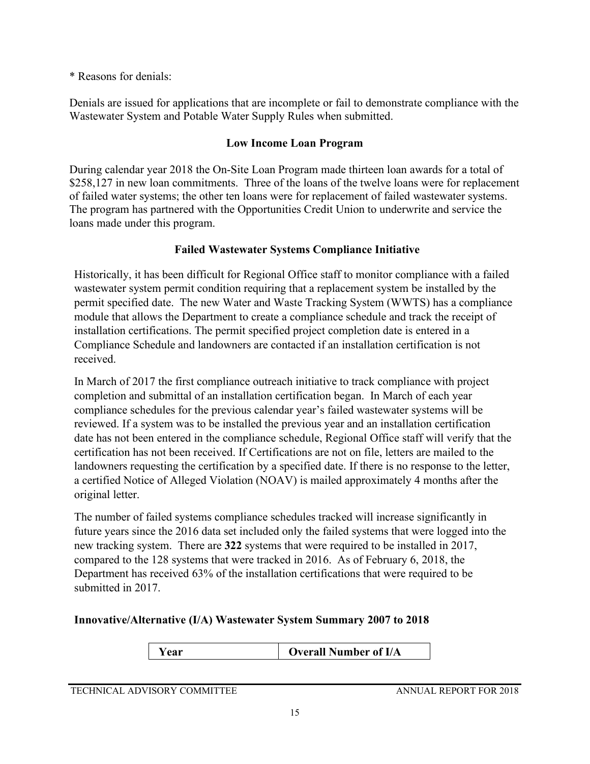* Reasons for denials:

Denials are issued for applications that are incomplete or fail to demonstrate compliance with the Wastewater System and Potable Water Supply Rules when submitted.

### Low Income Loan Program

During calendar year 2018 the On-Site Loan Program made thirteen loan awards for a total of $258,127 in new loan commitments. Three of the loans of the twelve loans were for replacement of failed water systems; the other ten loans were for replacement of failed wastewater systems. The program has partnered with the Opportunities Credit Union to underwrite and service the loans made under this program.

### Failed Wastewater Systems Compliance Initiative

Historically, it has been difficult for Regional Office staff to monitor compliance with a failed wastewater system permit condition requiring that a replacement system be installed by the permit specified date. The new Water and Waste Tracking System (WWTS) has a compliance module that allows the Department to create a compliance schedule and track the receipt of installation certifications. The permit specified project completion date is entered in a Compliance Schedule and landowners are contacted if an installation certification is not received.

In March of 2017 the first compliance outreach initiative to track compliance with project completion and submittal of an installation certification began. In March of each year compliance schedules for the previous calendar year's failed wastewater systems will be reviewed. If a system was to be installed the previous year and an installation certification date has not been entered in the compliance schedule, Regional Office staff will verify that the certification has not been received. If Certifications are not on file, letters are mailed to the landowners requesting the certification by a specified date. If there is no response to the letter, a certified Notice of Alleged Violation (NOAV) is mailed approximately 4 months after the original letter.

The number of failed systems compliance schedules tracked will increase significantly in future years since the 2016 data set included only the failed systems that were logged into the new tracking system. There are **322** systems that were required to be installed in 2017, compared to the 128 systems that were tracked in 2016. As of February 6, 2018, the Department has received 63% of the installation certifications that were required to be submitted in 2017.

### Innovative/Alternative (I/A) Wastewater System Summary 2007 to 2018

| Year | Overall Number of I/A |
|---|---|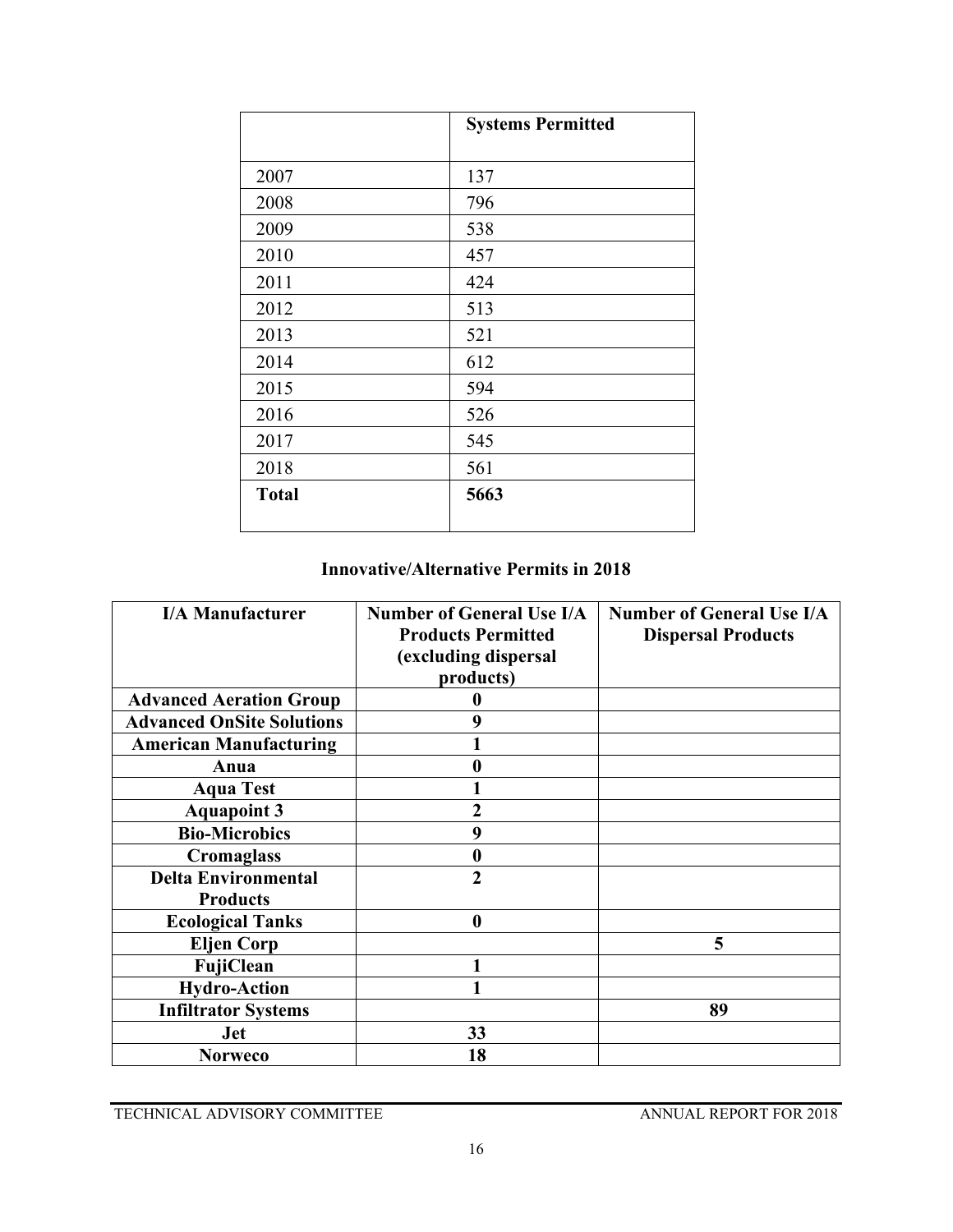| | **Systems Permitted** |
|---|---|
| 2007 | 137 |
| 2008 | 796 |
| 2009 | 538 |
| 2010 | 457 |
| 2011 | 424 |
| 2012 | 513 |
| 2013 | 521 |
| 2014 | 612 |
| 2015 | 594 |
| 2016 | 526 |
| 2017 | 545 |
| 2018 | 561 |
| **Total** | **5663** |

### Innovative/Alternative Permits in 2018

| I/A Manufacturer | Number of General Use I/A Products Permitted (excluding dispersal products) | Number of General Use I/A Dispersal Products |
|---|---|---|
| **Advanced Aeration Group** | **0** | |
| **Advanced OnSite Solutions** | **9** | |
| **American Manufacturing** | **1** | |
| **Anua** | **0** | |
| **Aqua Test** | **1** | |
| **Aquapoint 3** | **2** | |
| **Bio-Microbics** | **9** | |
| **Cromaglass** | **0** | |
| **Delta Environmental Products** | **2** | |
| **Ecological Tanks** | **0** | |
| **Eljen Corp** | | **5** |
| **FujiClean** | **1** | |
| **Hydro-Action** | **1** | |
| **Infiltrator Systems** | | **89** |
| **Jet** | **33** | |
| **Norweco** | **18** | |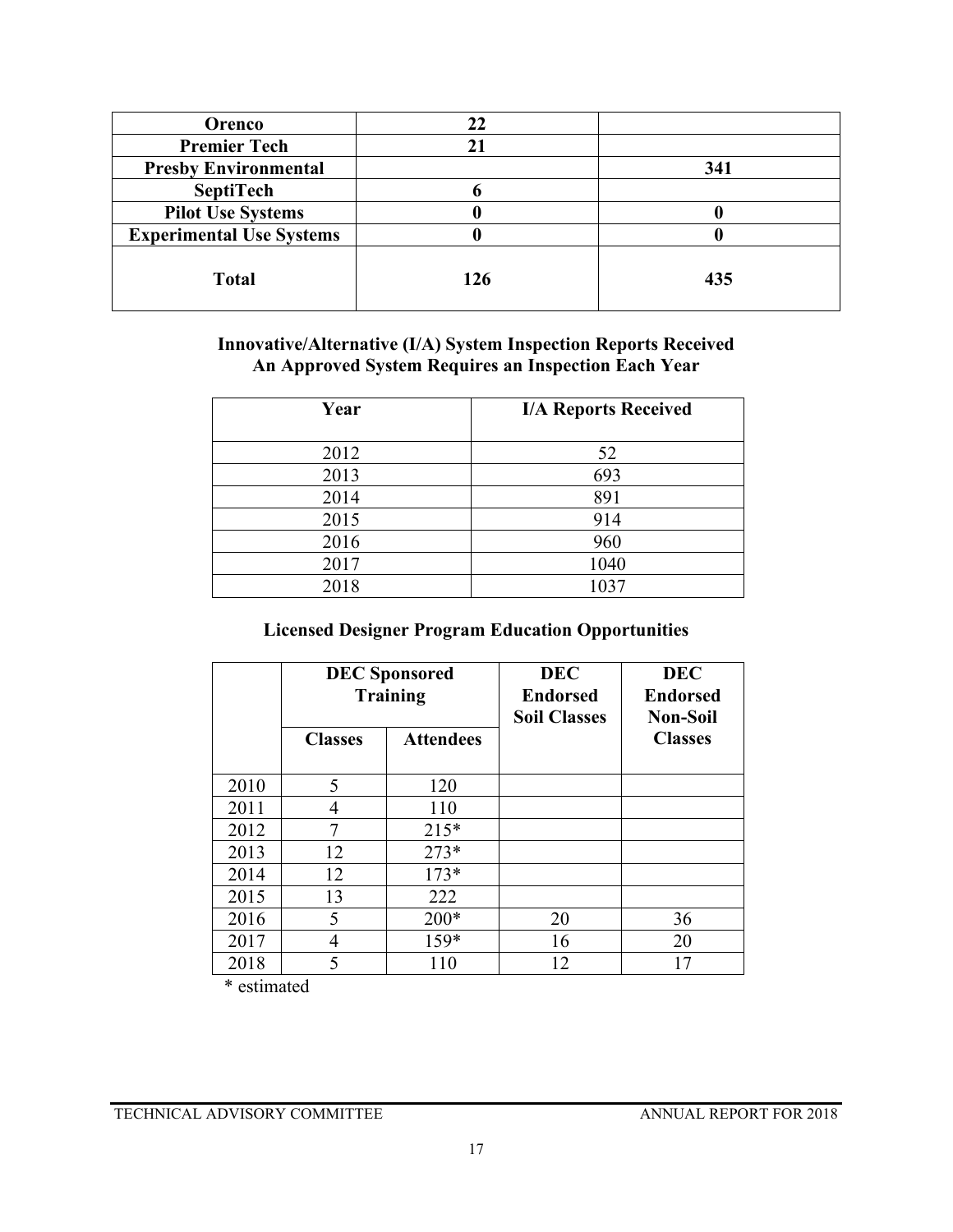| Orenco | 22 | |
|---|---|---|
| Premier Tech | 21 | |
| Presby Environmental | | 341 |
| SeptiTech | 6 | |
| Pilot Use Systems | 0 | 0 |
| Experimental Use Systems | 0 | 0 |
| **Total** | **126** | **435** |

**Innovative/Alternative (I/A) System Inspection Reports Received**
**An Approved System Requires an Inspection Each Year**

| Year | I/A Reports Received |
|---|---|
| 2012 | 52 |
| 2013 | 693 |
| 2014 | 891 |
| 2015 | 914 |
| 2016 | 960 |
| 2017 | 1040 |
| 2018 | 1037 |

**Licensed Designer Program Education Opportunities**

| | DEC Sponsored Training | | DEC Endorsed Soil Classes | DEC Endorsed Non-Soil Classes |
|---|---|---|---|---|
| | Classes | Attendees | | |
| 2010 | 5 | 120 | | |
| 2011 | 4 | 110 | | |
| 2012 | 7 | 215* | | |
| 2013 | 12 | 273* | | |
| 2014 | 12 | 173* | | |
| 2015 | 13 | 222 | | |
| 2016 | 5 | 200* | 20 | 36 |
| 2017 | 4 | 159* | 16 | 20 |
| 2018 | 5 | 110 | 12 | 17 |

* estimated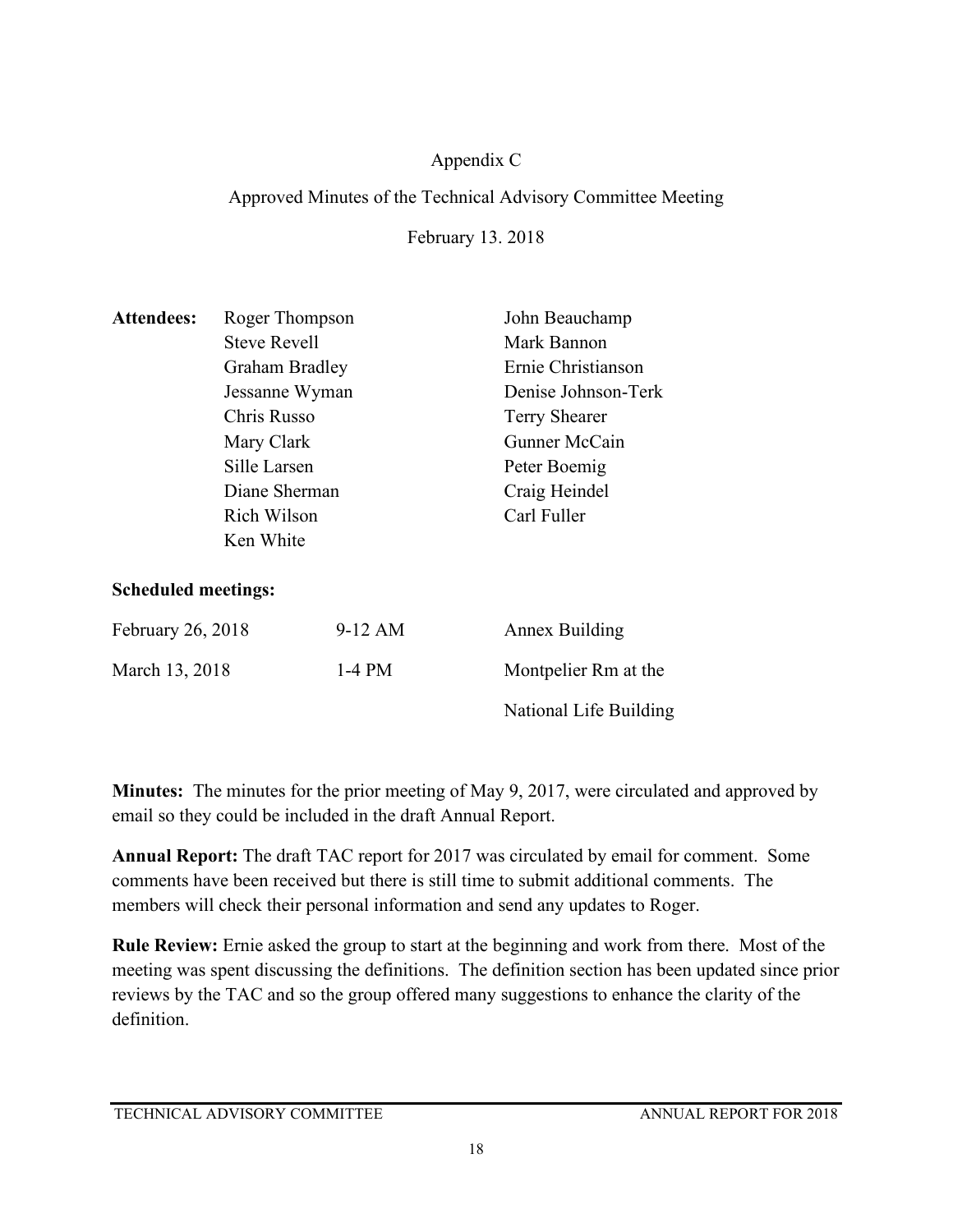Appendix C

Approved Minutes of the Technical Advisory Committee Meeting

February 13. 2018

**Attendees:**

| | |
|---|---|
| Roger Thompson | John Beauchamp |
| Steve Revell | Mark Bannon |
| Graham Bradley | Ernie Christianson |
| Jessanne Wyman | Denise Johnson-Terk |
| Chris Russo | Terry Shearer |
| Mary Clark | Gunner McCain |
| Sille Larsen | Peter Boemig |
| Diane Sherman | Craig Heindel |
| Rich Wilson | Carl Fuller |
| Ken White | |

**Scheduled meetings:**

| | | |
|---|---|---|
| February 26, 2018 | 9-12 AM | Annex Building |
| March 13, 2018 | 1-4 PM | Montpelier Rm at the National Life Building |

**Minutes:** The minutes for the prior meeting of May 9, 2017, were circulated and approved by email so they could be included in the draft Annual Report.

**Annual Report:** The draft TAC report for 2017 was circulated by email for comment. Some comments have been received but there is still time to submit additional comments. The members will check their personal information and send any updates to Roger.

**Rule Review:** Ernie asked the group to start at the beginning and work from there. Most of the meeting was spent discussing the definitions. The definition section has been updated since prior reviews by the TAC and so the group offered many suggestions to enhance the clarity of the definition.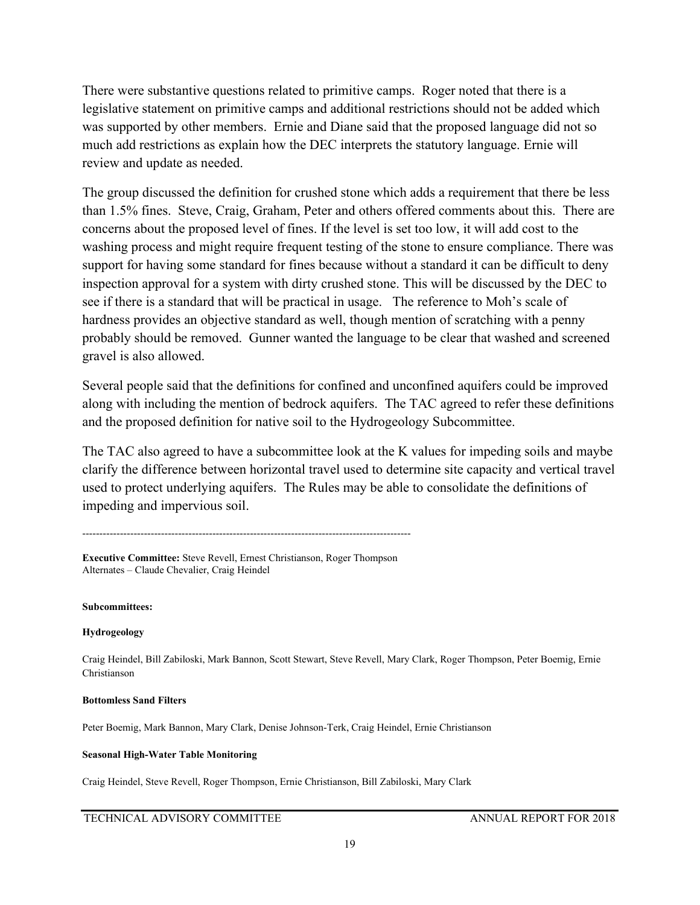There were substantive questions related to primitive camps. Roger noted that there is a legislative statement on primitive camps and additional restrictions should not be added which was supported by other members. Ernie and Diane said that the proposed language did not so much add restrictions as explain how the DEC interprets the statutory language. Ernie will review and update as needed.

The group discussed the definition for crushed stone which adds a requirement that there be less than 1.5% fines. Steve, Craig, Graham, Peter and others offered comments about this. There are concerns about the proposed level of fines. If the level is set too low, it will add cost to the washing process and might require frequent testing of the stone to ensure compliance. There was support for having some standard for fines because without a standard it can be difficult to deny inspection approval for a system with dirty crushed stone. This will be discussed by the DEC to see if there is a standard that will be practical in usage. The reference to Moh's scale of hardness provides an objective standard as well, though mention of scratching with a penny probably should be removed. Gunner wanted the language to be clear that washed and screened gravel is also allowed.

Several people said that the definitions for confined and unconfined aquifers could be improved along with including the mention of bedrock aquifers. The TAC agreed to refer these definitions and the proposed definition for native soil to the Hydrogeology Subcommittee.

The TAC also agreed to have a subcommittee look at the K values for impeding soils and maybe clarify the difference between horizontal travel used to determine site capacity and vertical travel used to protect underlying aquifers. The Rules may be able to consolidate the definitions of impeding and impervious soil.

---

**Executive Committee:** Steve Revell, Ernest Christianson, Roger Thompson
Alternates – Claude Chevalier, Craig Heindel

**Subcommittees:**

**Hydrogeology**

Craig Heindel, Bill Zabiloski, Mark Bannon, Scott Stewart, Steve Revell, Mary Clark, Roger Thompson, Peter Boemig, Ernie Christianson

**Bottomless Sand Filters**

Peter Boemig, Mark Bannon, Mary Clark, Denise Johnson-Terk, Craig Heindel, Ernie Christianson

**Seasonal High-Water Table Monitoring**

Craig Heindel, Steve Revell, Roger Thompson, Ernie Christianson, Bill Zabiloski, Mary Clark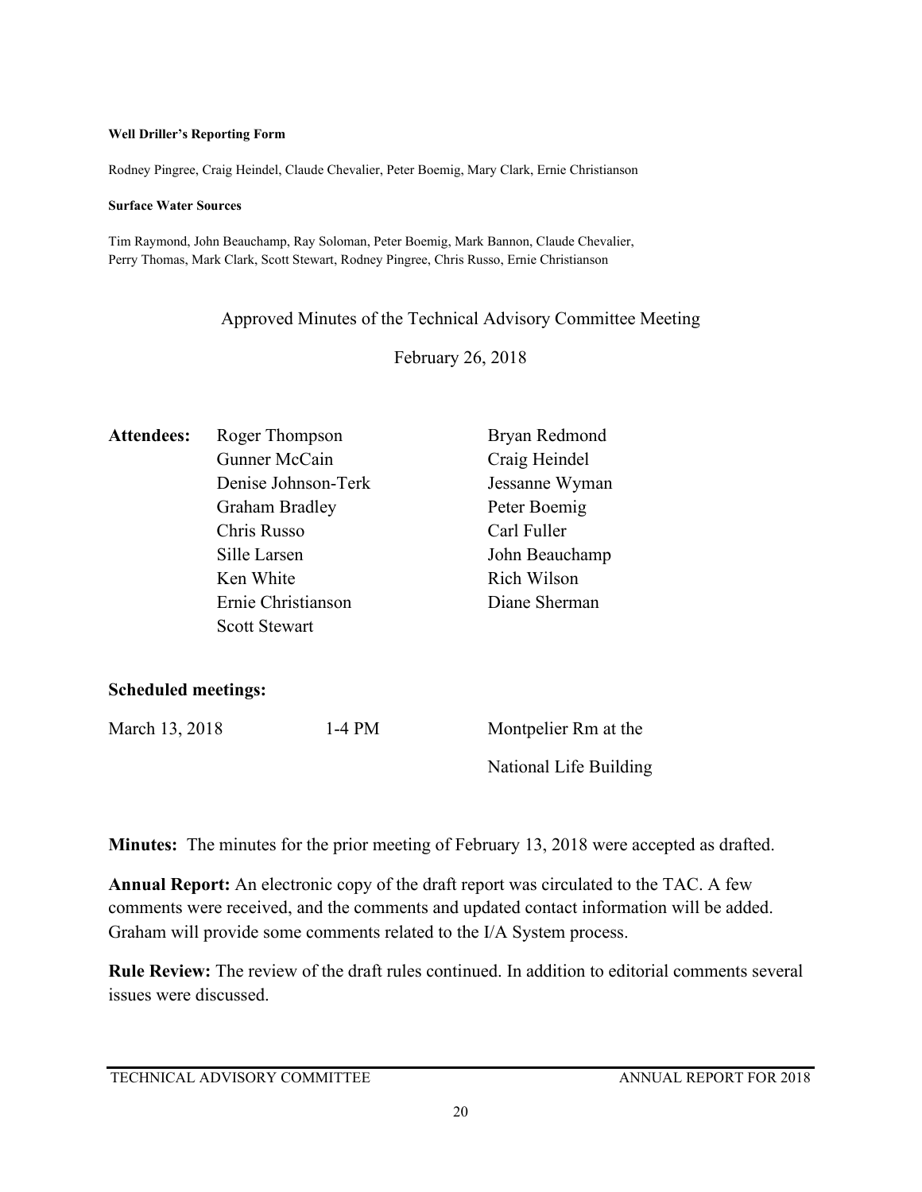**Well Driller's Reporting Form**

Rodney Pingree, Craig Heindel, Claude Chevalier, Peter Boemig, Mary Clark, Ernie Christianson

**Surface Water Sources**

Tim Raymond, John Beauchamp, Ray Soloman, Peter Boemig, Mark Bannon, Claude Chevalier, Perry Thomas, Mark Clark, Scott Stewart, Rodney Pingree, Chris Russo, Ernie Christianson

Approved Minutes of the Technical Advisory Committee Meeting

February 26, 2018

| **Attendees:** | Roger Thompson | Bryan Redmond |
|---|---|---|
| | Gunner McCain | Craig Heindel |
| | Denise Johnson-Terk | Jessanne Wyman |
| | Graham Bradley | Peter Boemig |
| | Chris Russo | Carl Fuller |
| | Sille Larsen | John Beauchamp |
| | Ken White | Rich Wilson |
| | Ernie Christianson | Diane Sherman |
| | Scott Stewart | |

**Scheduled meetings:**

| March 13, 2018 | 1-4 PM | Montpelier Rm at the National Life Building |
|---|---|---|

**Minutes:** The minutes for the prior meeting of February 13, 2018 were accepted as drafted.

**Annual Report:** An electronic copy of the draft report was circulated to the TAC. A few comments were received, and the comments and updated contact information will be added. Graham will provide some comments related to the I/A System process.

**Rule Review:** The review of the draft rules continued. In addition to editorial comments several issues were discussed.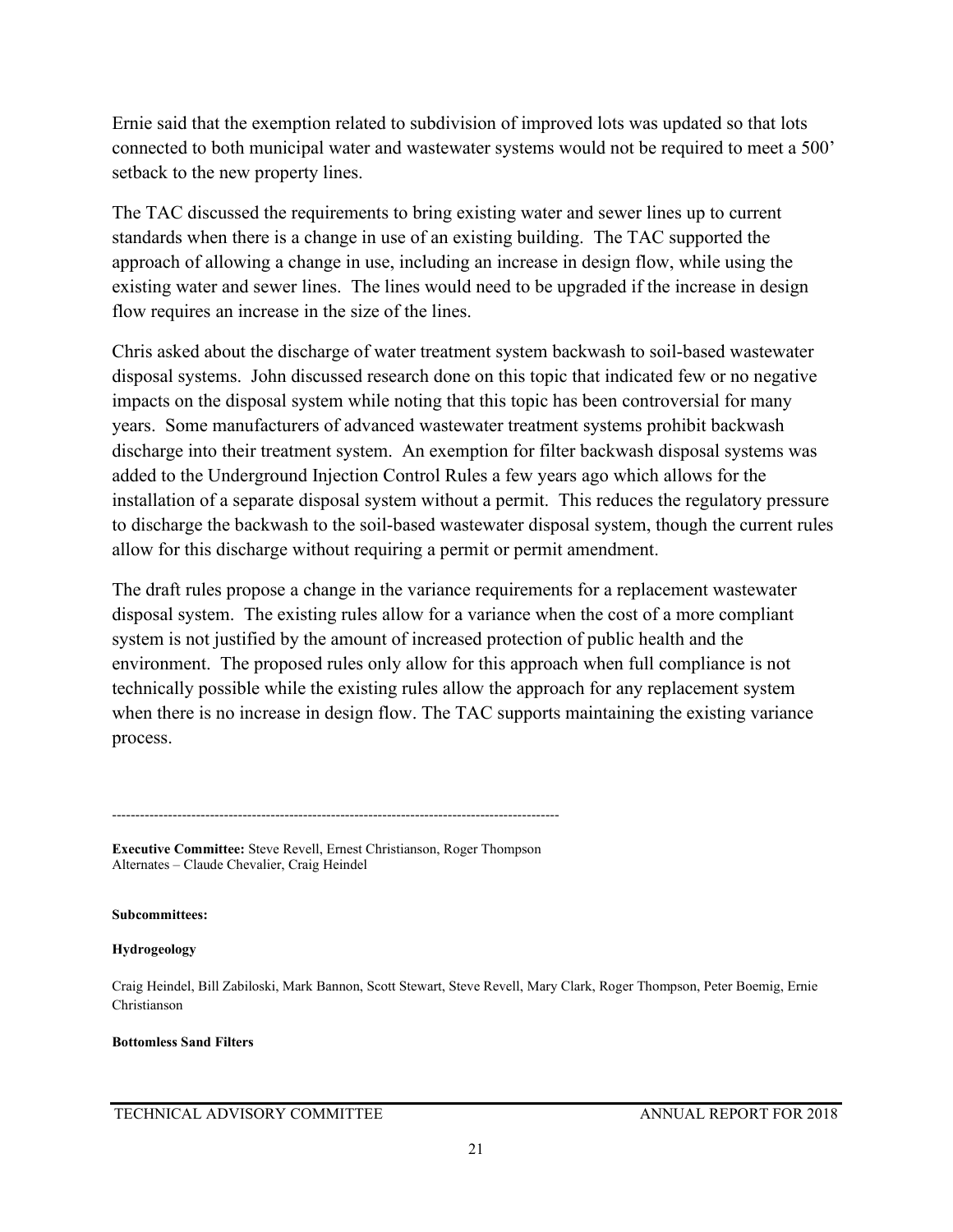Ernie said that the exemption related to subdivision of improved lots was updated so that lots connected to both municipal water and wastewater systems would not be required to meet a 500' setback to the new property lines.

The TAC discussed the requirements to bring existing water and sewer lines up to current standards when there is a change in use of an existing building. The TAC supported the approach of allowing a change in use, including an increase in design flow, while using the existing water and sewer lines. The lines would need to be upgraded if the increase in design flow requires an increase in the size of the lines.

Chris asked about the discharge of water treatment system backwash to soil-based wastewater disposal systems. John discussed research done on this topic that indicated few or no negative impacts on the disposal system while noting that this topic has been controversial for many years. Some manufacturers of advanced wastewater treatment systems prohibit backwash discharge into their treatment system. An exemption for filter backwash disposal systems was added to the Underground Injection Control Rules a few years ago which allows for the installation of a separate disposal system without a permit. This reduces the regulatory pressure to discharge the backwash to the soil-based wastewater disposal system, though the current rules allow for this discharge without requiring a permit or permit amendment.

The draft rules propose a change in the variance requirements for a replacement wastewater disposal system. The existing rules allow for a variance when the cost of a more compliant system is not justified by the amount of increased protection of public health and the environment. The proposed rules only allow for this approach when full compliance is not technically possible while the existing rules allow the approach for any replacement system when there is no increase in design flow. The TAC supports maintaining the existing variance process.

---

**Executive Committee:** Steve Revell, Ernest Christianson, Roger Thompson
Alternates – Claude Chevalier, Craig Heindel

**Subcommittees:**

**Hydrogeology**

Craig Heindel, Bill Zabiloski, Mark Bannon, Scott Stewart, Steve Revell, Mary Clark, Roger Thompson, Peter Boemig, Ernie Christianson

**Bottomless Sand Filters**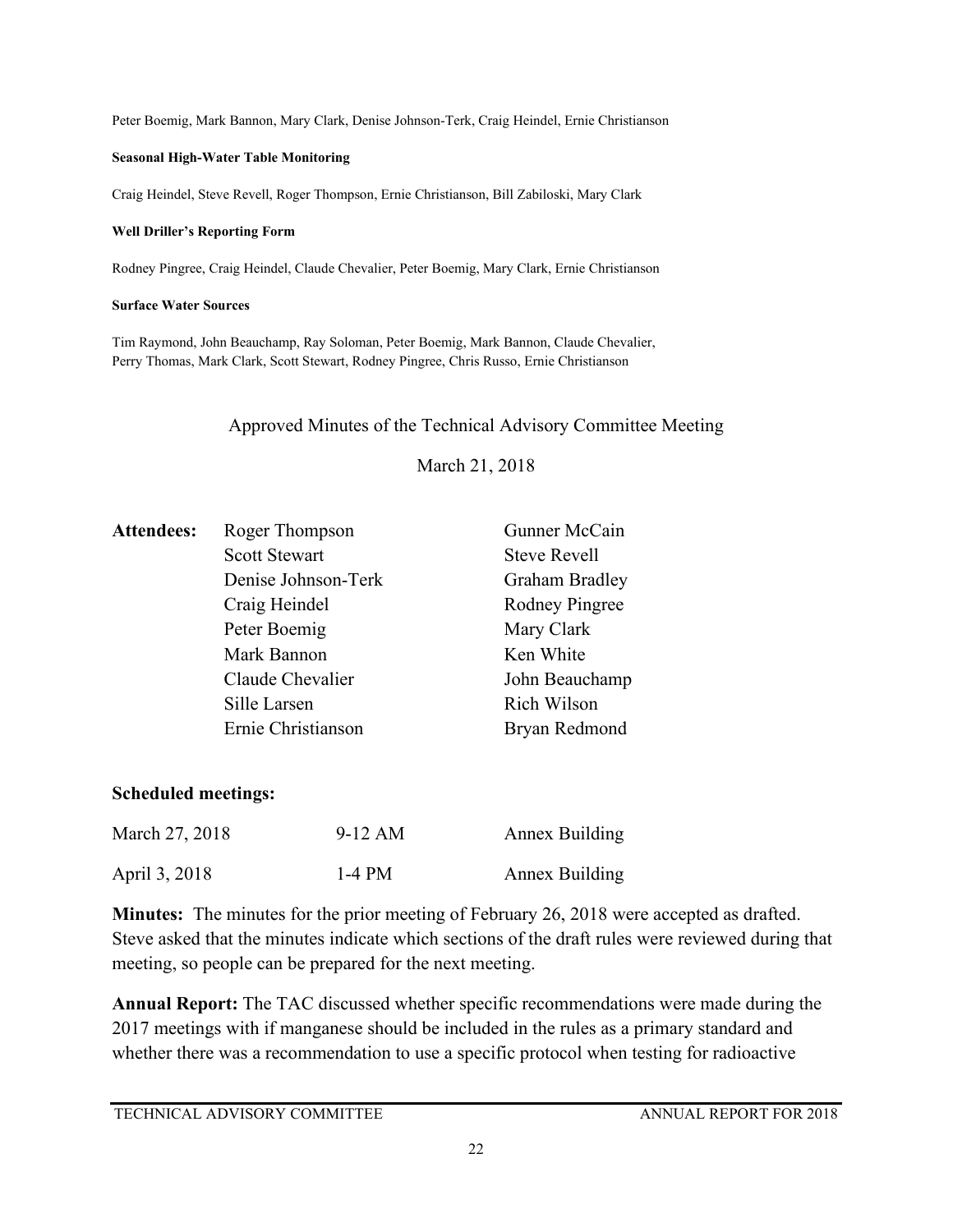Peter Boemig, Mark Bannon, Mary Clark, Denise Johnson-Terk, Craig Heindel, Ernie Christianson

**Seasonal High-Water Table Monitoring**

Craig Heindel, Steve Revell, Roger Thompson, Ernie Christianson, Bill Zabiloski, Mary Clark

**Well Driller's Reporting Form**

Rodney Pingree, Craig Heindel, Claude Chevalier, Peter Boemig, Mary Clark, Ernie Christianson

**Surface Water Sources**

Tim Raymond, John Beauchamp, Ray Soloman, Peter Boemig, Mark Bannon, Claude Chevalier, Perry Thomas, Mark Clark, Scott Stewart, Rodney Pingree, Chris Russo, Ernie Christianson

## Approved Minutes of the Technical Advisory Committee Meeting

March 21, 2018

| **Attendees:** | | |
|---|---|---|
| | Roger Thompson | Gunner McCain |
| | Scott Stewart | Steve Revell |
| | Denise Johnson-Terk | Graham Bradley |
| | Craig Heindel | Rodney Pingree |
| | Peter Boemig | Mary Clark |
| | Mark Bannon | Ken White |
| | Claude Chevalier | John Beauchamp |
| | Sille Larsen | Rich Wilson |
| | Ernie Christianson | Bryan Redmond |

### Scheduled meetings:

| | | |
|---|---|---|
| March 27, 2018 | 9-12 AM | Annex Building |
| April 3, 2018 | 1-4 PM | Annex Building |

**Minutes:** The minutes for the prior meeting of February 26, 2018 were accepted as drafted. Steve asked that the minutes indicate which sections of the draft rules were reviewed during that meeting, so people can be prepared for the next meeting.

**Annual Report:** The TAC discussed whether specific recommendations were made during the 2017 meetings with if manganese should be included in the rules as a primary standard and whether there was a recommendation to use a specific protocol when testing for radioactive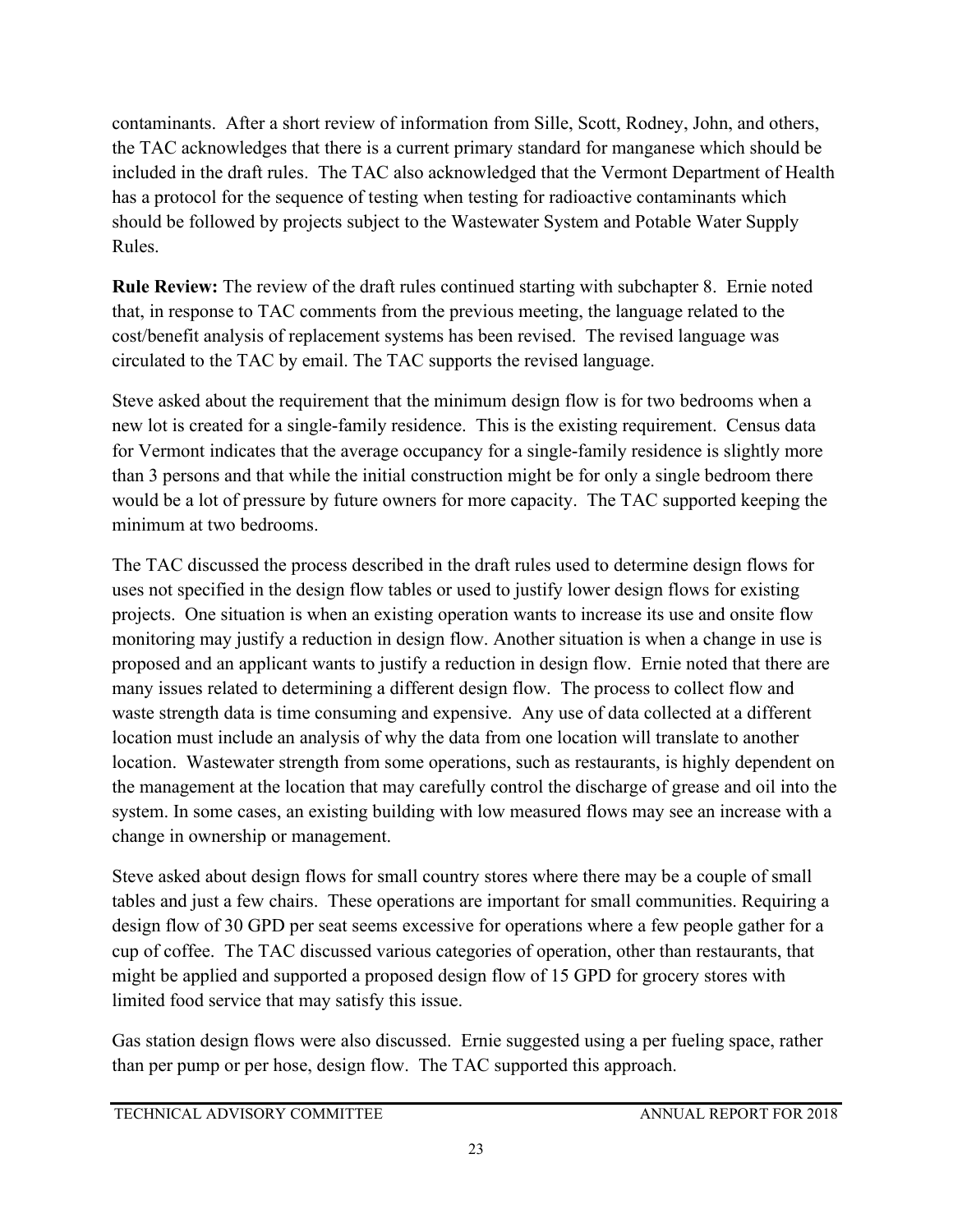contaminants. After a short review of information from Sille, Scott, Rodney, John, and others, the TAC acknowledges that there is a current primary standard for manganese which should be included in the draft rules. The TAC also acknowledged that the Vermont Department of Health has a protocol for the sequence of testing when testing for radioactive contaminants which should be followed by projects subject to the Wastewater System and Potable Water Supply Rules.

**Rule Review:** The review of the draft rules continued starting with subchapter 8. Ernie noted that, in response to TAC comments from the previous meeting, the language related to the cost/benefit analysis of replacement systems has been revised. The revised language was circulated to the TAC by email. The TAC supports the revised language.

Steve asked about the requirement that the minimum design flow is for two bedrooms when a new lot is created for a single-family residence. This is the existing requirement. Census data for Vermont indicates that the average occupancy for a single-family residence is slightly more than 3 persons and that while the initial construction might be for only a single bedroom there would be a lot of pressure by future owners for more capacity. The TAC supported keeping the minimum at two bedrooms.

The TAC discussed the process described in the draft rules used to determine design flows for uses not specified in the design flow tables or used to justify lower design flows for existing projects. One situation is when an existing operation wants to increase its use and onsite flow monitoring may justify a reduction in design flow. Another situation is when a change in use is proposed and an applicant wants to justify a reduction in design flow. Ernie noted that there are many issues related to determining a different design flow. The process to collect flow and waste strength data is time consuming and expensive. Any use of data collected at a different location must include an analysis of why the data from one location will translate to another location. Wastewater strength from some operations, such as restaurants, is highly dependent on the management at the location that may carefully control the discharge of grease and oil into the system. In some cases, an existing building with low measured flows may see an increase with a change in ownership or management.

Steve asked about design flows for small country stores where there may be a couple of small tables and just a few chairs. These operations are important for small communities. Requiring a design flow of 30 GPD per seat seems excessive for operations where a few people gather for a cup of coffee. The TAC discussed various categories of operation, other than restaurants, that might be applied and supported a proposed design flow of 15 GPD for grocery stores with limited food service that may satisfy this issue.

Gas station design flows were also discussed. Ernie suggested using a per fueling space, rather than per pump or per hose, design flow. The TAC supported this approach.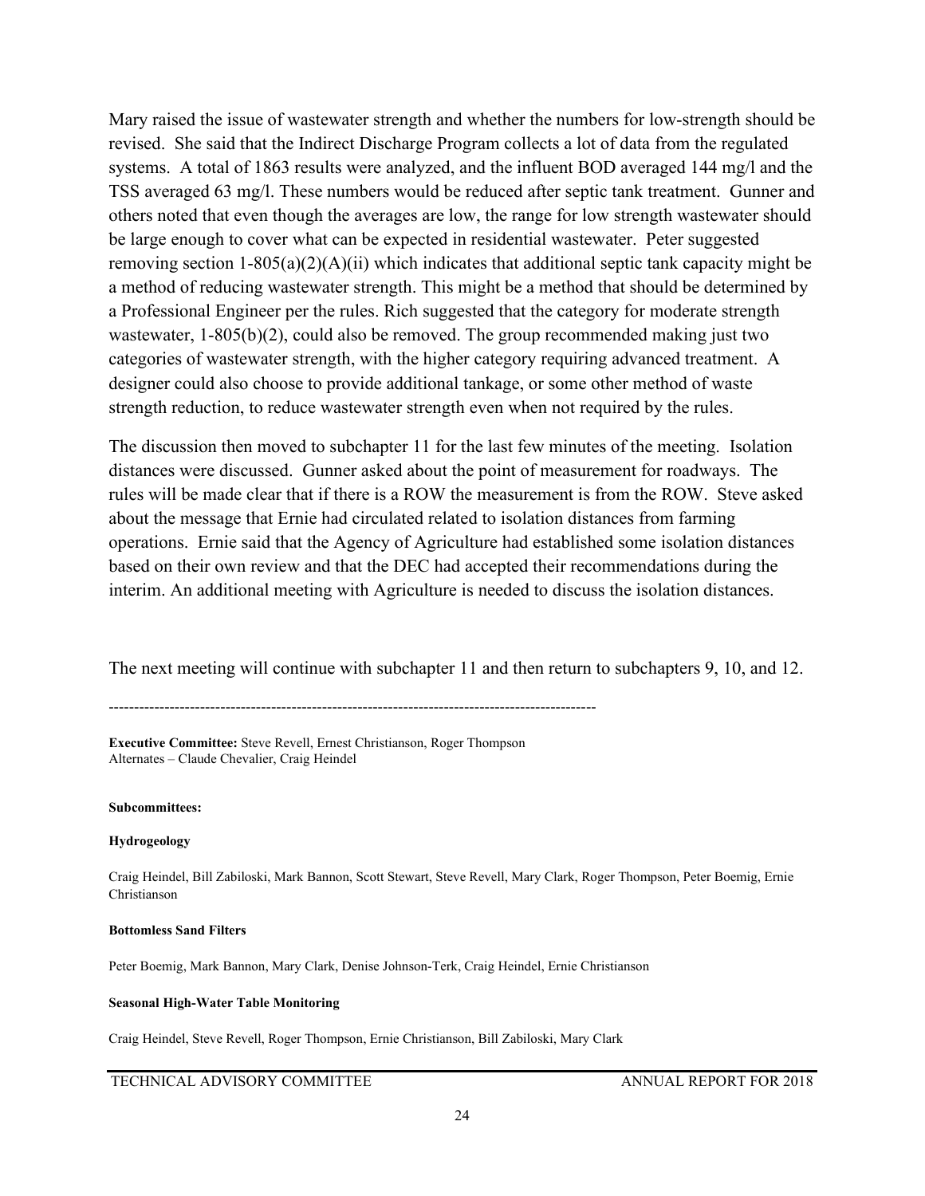Mary raised the issue of wastewater strength and whether the numbers for low-strength should be revised. She said that the Indirect Discharge Program collects a lot of data from the regulated systems. A total of 1863 results were analyzed, and the influent BOD averaged 144 mg/l and the TSS averaged 63 mg/l. These numbers would be reduced after septic tank treatment. Gunner and others noted that even though the averages are low, the range for low strength wastewater should be large enough to cover what can be expected in residential wastewater. Peter suggested removing section 1-805(a)(2)(A)(ii) which indicates that additional septic tank capacity might be a method of reducing wastewater strength. This might be a method that should be determined by a Professional Engineer per the rules. Rich suggested that the category for moderate strength wastewater, 1-805(b)(2), could also be removed. The group recommended making just two categories of wastewater strength, with the higher category requiring advanced treatment. A designer could also choose to provide additional tankage, or some other method of waste strength reduction, to reduce wastewater strength even when not required by the rules.

The discussion then moved to subchapter 11 for the last few minutes of the meeting. Isolation distances were discussed. Gunner asked about the point of measurement for roadways. The rules will be made clear that if there is a ROW the measurement is from the ROW. Steve asked about the message that Ernie had circulated related to isolation distances from farming operations. Ernie said that the Agency of Agriculture had established some isolation distances based on their own review and that the DEC had accepted their recommendations during the interim. An additional meeting with Agriculture is needed to discuss the isolation distances.

The next meeting will continue with subchapter 11 and then return to subchapters 9, 10, and 12.

---

**Executive Committee:** Steve Revell, Ernest Christianson, Roger Thompson
Alternates – Claude Chevalier, Craig Heindel

**Subcommittees:**

**Hydrogeology**

Craig Heindel, Bill Zabiloski, Mark Bannon, Scott Stewart, Steve Revell, Mary Clark, Roger Thompson, Peter Boemig, Ernie Christianson

**Bottomless Sand Filters**

Peter Boemig, Mark Bannon, Mary Clark, Denise Johnson-Terk, Craig Heindel, Ernie Christianson

**Seasonal High-Water Table Monitoring**

Craig Heindel, Steve Revell, Roger Thompson, Ernie Christianson, Bill Zabiloski, Mary Clark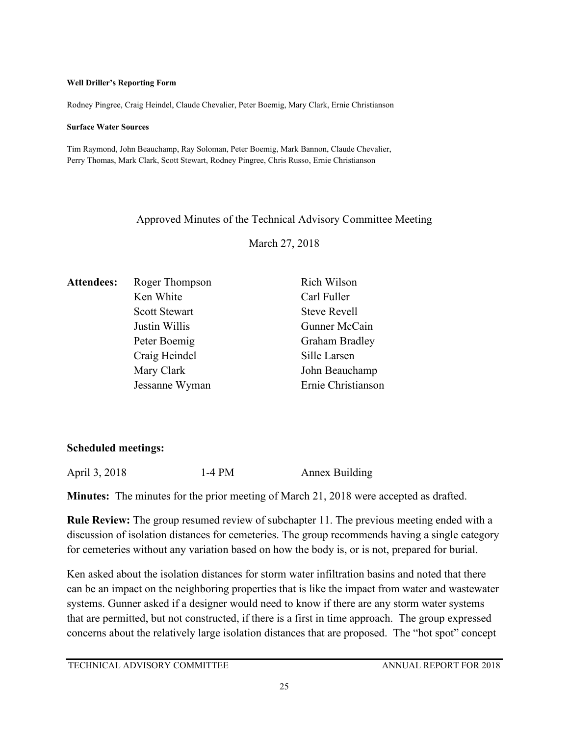**Well Driller's Reporting Form**

Rodney Pingree, Craig Heindel, Claude Chevalier, Peter Boemig, Mary Clark, Ernie Christianson

**Surface Water Sources**

Tim Raymond, John Beauchamp, Ray Soloman, Peter Boemig, Mark Bannon, Claude Chevalier, Perry Thomas, Mark Clark, Scott Stewart, Rodney Pingree, Chris Russo, Ernie Christianson

## Approved Minutes of the Technical Advisory Committee Meeting

March 27, 2018

| **Attendees:** | | |
|---|---|---|
| | Roger Thompson | Rich Wilson |
| | Ken White | Carl Fuller |
| | Scott Stewart | Steve Revell |
| | Justin Willis | Gunner McCain |
| | Peter Boemig | Graham Bradley |
| | Craig Heindel | Sille Larsen |
| | Mary Clark | John Beauchamp |
| | Jessanne Wyman | Ernie Christianson |

**Scheduled meetings:**

| | | |
|---|---|---|
| April 3, 2018 | 1-4 PM | Annex Building |

**Minutes:** The minutes for the prior meeting of March 21, 2018 were accepted as drafted.

**Rule Review:** The group resumed review of subchapter 11. The previous meeting ended with a discussion of isolation distances for cemeteries. The group recommends having a single category for cemeteries without any variation based on how the body is, or is not, prepared for burial.

Ken asked about the isolation distances for storm water infiltration basins and noted that there can be an impact on the neighboring properties that is like the impact from water and wastewater systems. Gunner asked if a designer would need to know if there are any storm water systems that are permitted, but not constructed, if there is a first in time approach. The group expressed concerns about the relatively large isolation distances that are proposed. The "hot spot" concept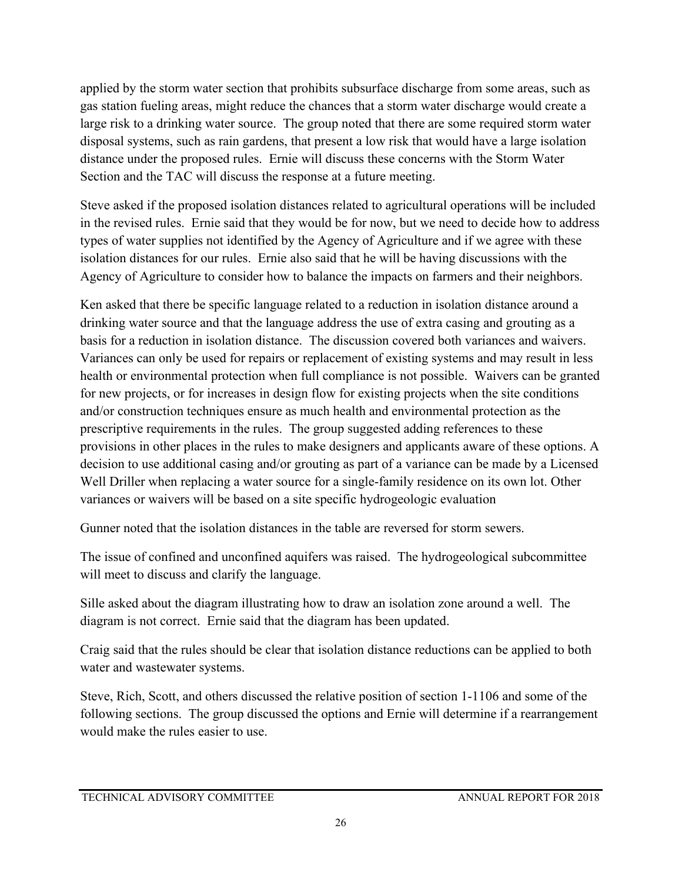applied by the storm water section that prohibits subsurface discharge from some areas, such as gas station fueling areas, might reduce the chances that a storm water discharge would create a large risk to a drinking water source. The group noted that there are some required storm water disposal systems, such as rain gardens, that present a low risk that would have a large isolation distance under the proposed rules. Ernie will discuss these concerns with the Storm Water Section and the TAC will discuss the response at a future meeting.

Steve asked if the proposed isolation distances related to agricultural operations will be included in the revised rules. Ernie said that they would be for now, but we need to decide how to address types of water supplies not identified by the Agency of Agriculture and if we agree with these isolation distances for our rules. Ernie also said that he will be having discussions with the Agency of Agriculture to consider how to balance the impacts on farmers and their neighbors.

Ken asked that there be specific language related to a reduction in isolation distance around a drinking water source and that the language address the use of extra casing and grouting as a basis for a reduction in isolation distance. The discussion covered both variances and waivers. Variances can only be used for repairs or replacement of existing systems and may result in less health or environmental protection when full compliance is not possible. Waivers can be granted for new projects, or for increases in design flow for existing projects when the site conditions and/or construction techniques ensure as much health and environmental protection as the prescriptive requirements in the rules. The group suggested adding references to these provisions in other places in the rules to make designers and applicants aware of these options. A decision to use additional casing and/or grouting as part of a variance can be made by a Licensed Well Driller when replacing a water source for a single-family residence on its own lot. Other variances or waivers will be based on a site specific hydrogeologic evaluation

Gunner noted that the isolation distances in the table are reversed for storm sewers.

The issue of confined and unconfined aquifers was raised. The hydrogeological subcommittee will meet to discuss and clarify the language.

Sille asked about the diagram illustrating how to draw an isolation zone around a well. The diagram is not correct. Ernie said that the diagram has been updated.

Craig said that the rules should be clear that isolation distance reductions can be applied to both water and wastewater systems.

Steve, Rich, Scott, and others discussed the relative position of section 1-1106 and some of the following sections. The group discussed the options and Ernie will determine if a rearrangement would make the rules easier to use.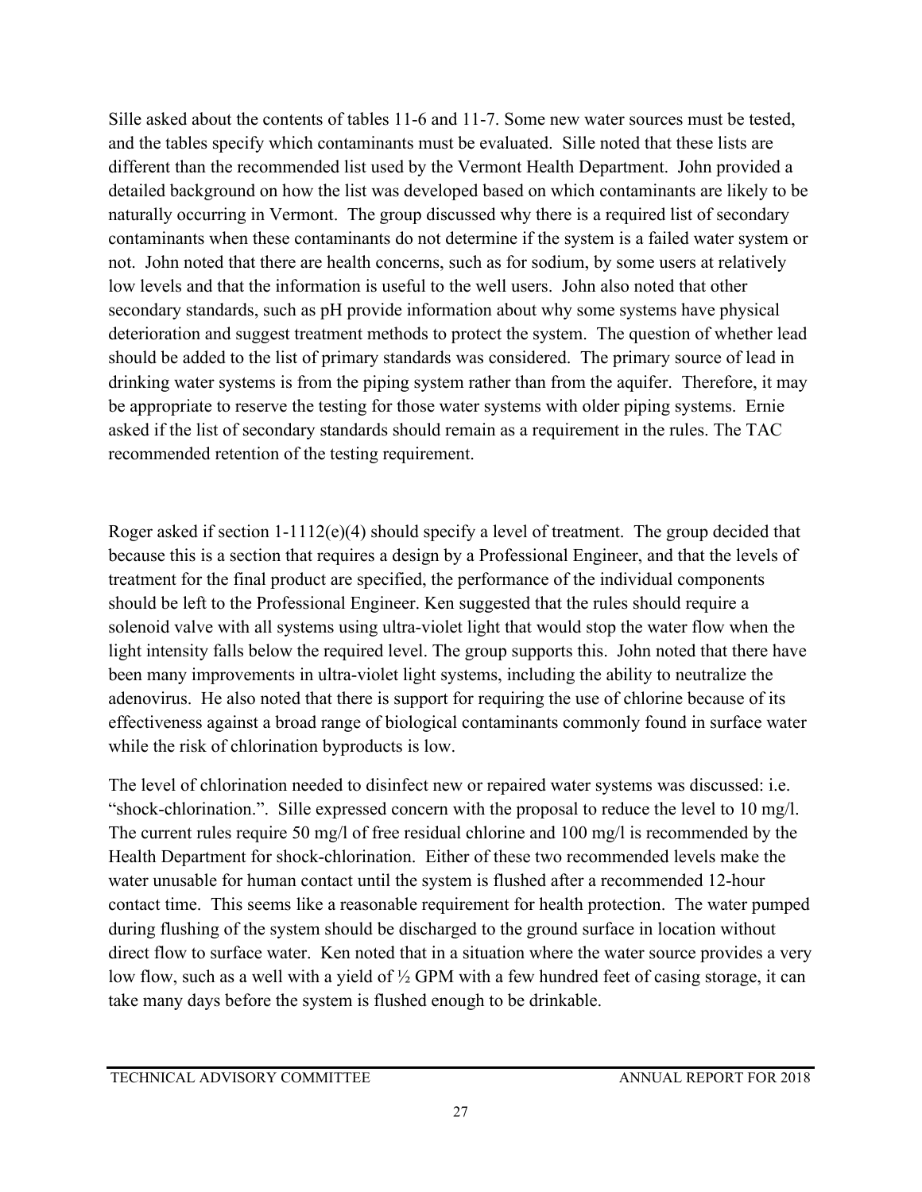Sille asked about the contents of tables 11-6 and 11-7. Some new water sources must be tested, and the tables specify which contaminants must be evaluated. Sille noted that these lists are different than the recommended list used by the Vermont Health Department. John provided a detailed background on how the list was developed based on which contaminants are likely to be naturally occurring in Vermont. The group discussed why there is a required list of secondary contaminants when these contaminants do not determine if the system is a failed water system or not. John noted that there are health concerns, such as for sodium, by some users at relatively low levels and that the information is useful to the well users. John also noted that other secondary standards, such as pH provide information about why some systems have physical deterioration and suggest treatment methods to protect the system. The question of whether lead should be added to the list of primary standards was considered. The primary source of lead in drinking water systems is from the piping system rather than from the aquifer. Therefore, it may be appropriate to reserve the testing for those water systems with older piping systems. Ernie asked if the list of secondary standards should remain as a requirement in the rules. The TAC recommended retention of the testing requirement.

Roger asked if section 1-1112(e)(4) should specify a level of treatment. The group decided that because this is a section that requires a design by a Professional Engineer, and that the levels of treatment for the final product are specified, the performance of the individual components should be left to the Professional Engineer. Ken suggested that the rules should require a solenoid valve with all systems using ultra-violet light that would stop the water flow when the light intensity falls below the required level. The group supports this. John noted that there have been many improvements in ultra-violet light systems, including the ability to neutralize the adenovirus. He also noted that there is support for requiring the use of chlorine because of its effectiveness against a broad range of biological contaminants commonly found in surface water while the risk of chlorination byproducts is low.

The level of chlorination needed to disinfect new or repaired water systems was discussed: i.e. "shock-chlorination.". Sille expressed concern with the proposal to reduce the level to 10 mg/l. The current rules require 50 mg/l of free residual chlorine and 100 mg/l is recommended by the Health Department for shock-chlorination. Either of these two recommended levels make the water unusable for human contact until the system is flushed after a recommended 12-hour contact time. This seems like a reasonable requirement for health protection. The water pumped during flushing of the system should be discharged to the ground surface in location without direct flow to surface water. Ken noted that in a situation where the water source provides a very low flow, such as a well with a yield of ½ GPM with a few hundred feet of casing storage, it can take many days before the system is flushed enough to be drinkable.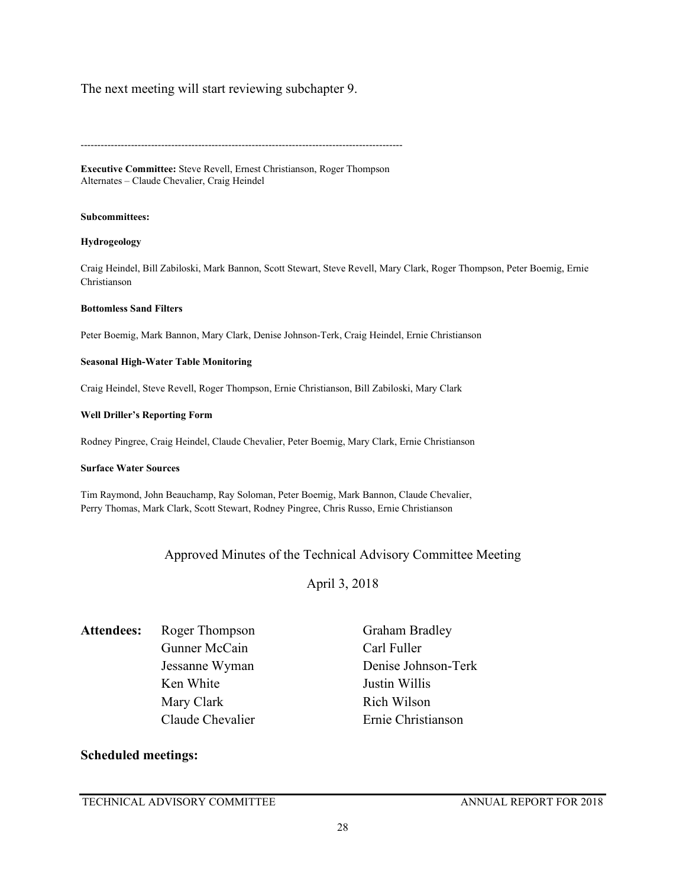The next meeting will start reviewing subchapter 9.

----------------------------------------------------------------------------------------------------

**Executive Committee:** Steve Revell, Ernest Christianson, Roger Thompson
Alternates – Claude Chevalier, Craig Heindel

**Subcommittees:**

**Hydrogeology**

Craig Heindel, Bill Zabiloski, Mark Bannon, Scott Stewart, Steve Revell, Mary Clark, Roger Thompson, Peter Boemig, Ernie Christianson

**Bottomless Sand Filters**

Peter Boemig, Mark Bannon, Mary Clark, Denise Johnson-Terk, Craig Heindel, Ernie Christianson

**Seasonal High-Water Table Monitoring**

Craig Heindel, Steve Revell, Roger Thompson, Ernie Christianson, Bill Zabiloski, Mary Clark

**Well Driller's Reporting Form**

Rodney Pingree, Craig Heindel, Claude Chevalier, Peter Boemig, Mary Clark, Ernie Christianson

**Surface Water Sources**

Tim Raymond, John Beauchamp, Ray Soloman, Peter Boemig, Mark Bannon, Claude Chevalier, Perry Thomas, Mark Clark, Scott Stewart, Rodney Pingree, Chris Russo, Ernie Christianson

## Approved Minutes of the Technical Advisory Committee Meeting

April 3, 2018

**Attendees:**

| | |
|---|---|
| Roger Thompson | Graham Bradley |
| Gunner McCain | Carl Fuller |
| Jessanne Wyman | Denise Johnson-Terk |
| Ken White | Justin Willis |
| Mary Clark | Rich Wilson |
| Claude Chevalier | Ernie Christianson |

**Scheduled meetings:**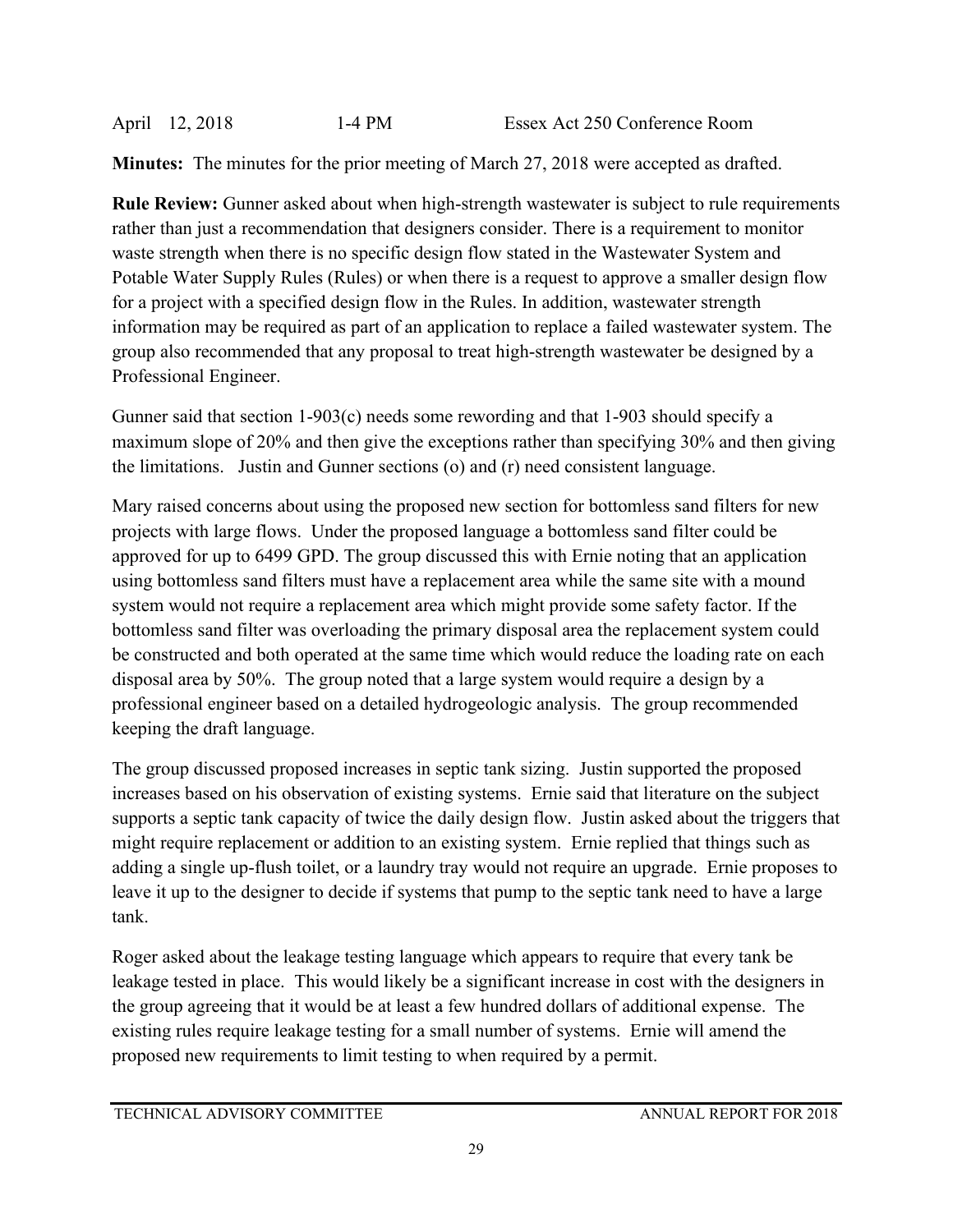April 12, 2018 1-4 PM Essex Act 250 Conference Room

**Minutes:** The minutes for the prior meeting of March 27, 2018 were accepted as drafted.

**Rule Review:** Gunner asked about when high-strength wastewater is subject to rule requirements rather than just a recommendation that designers consider. There is a requirement to monitor waste strength when there is no specific design flow stated in the Wastewater System and Potable Water Supply Rules (Rules) or when there is a request to approve a smaller design flow for a project with a specified design flow in the Rules. In addition, wastewater strength information may be required as part of an application to replace a failed wastewater system. The group also recommended that any proposal to treat high-strength wastewater be designed by a Professional Engineer.

Gunner said that section 1-903(c) needs some rewording and that 1-903 should specify a maximum slope of 20% and then give the exceptions rather than specifying 30% and then giving the limitations. Justin and Gunner sections (o) and (r) need consistent language.

Mary raised concerns about using the proposed new section for bottomless sand filters for new projects with large flows. Under the proposed language a bottomless sand filter could be approved for up to 6499 GPD. The group discussed this with Ernie noting that an application using bottomless sand filters must have a replacement area while the same site with a mound system would not require a replacement area which might provide some safety factor. If the bottomless sand filter was overloading the primary disposal area the replacement system could be constructed and both operated at the same time which would reduce the loading rate on each disposal area by 50%. The group noted that a large system would require a design by a professional engineer based on a detailed hydrogeologic analysis. The group recommended keeping the draft language.

The group discussed proposed increases in septic tank sizing. Justin supported the proposed increases based on his observation of existing systems. Ernie said that literature on the subject supports a septic tank capacity of twice the daily design flow. Justin asked about the triggers that might require replacement or addition to an existing system. Ernie replied that things such as adding a single up-flush toilet, or a laundry tray would not require an upgrade. Ernie proposes to leave it up to the designer to decide if systems that pump to the septic tank need to have a large tank.

Roger asked about the leakage testing language which appears to require that every tank be leakage tested in place. This would likely be a significant increase in cost with the designers in the group agreeing that it would be at least a few hundred dollars of additional expense. The existing rules require leakage testing for a small number of systems. Ernie will amend the proposed new requirements to limit testing to when required by a permit.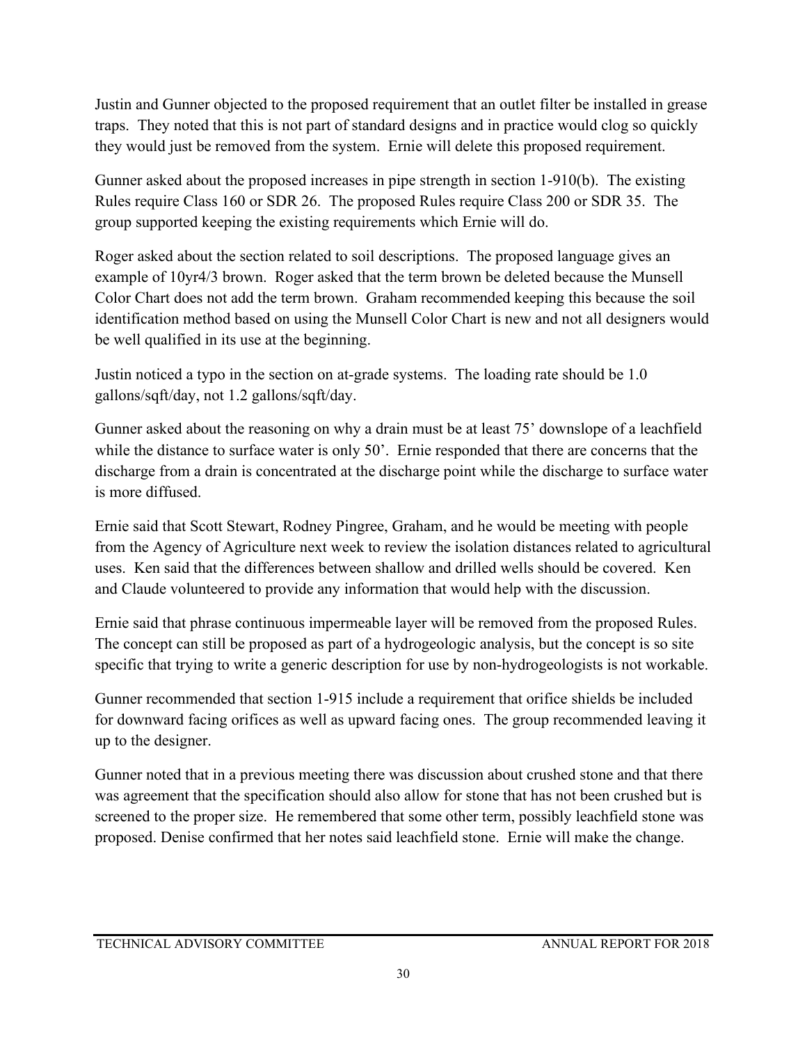Justin and Gunner objected to the proposed requirement that an outlet filter be installed in grease traps. They noted that this is not part of standard designs and in practice would clog so quickly they would just be removed from the system. Ernie will delete this proposed requirement.

Gunner asked about the proposed increases in pipe strength in section 1-910(b). The existing Rules require Class 160 or SDR 26. The proposed Rules require Class 200 or SDR 35. The group supported keeping the existing requirements which Ernie will do.

Roger asked about the section related to soil descriptions. The proposed language gives an example of 10yr4/3 brown. Roger asked that the term brown be deleted because the Munsell Color Chart does not add the term brown. Graham recommended keeping this because the soil identification method based on using the Munsell Color Chart is new and not all designers would be well qualified in its use at the beginning.

Justin noticed a typo in the section on at-grade systems. The loading rate should be 1.0 gallons/sqft/day, not 1.2 gallons/sqft/day.

Gunner asked about the reasoning on why a drain must be at least 75' downslope of a leachfield while the distance to surface water is only 50'. Ernie responded that there are concerns that the discharge from a drain is concentrated at the discharge point while the discharge to surface water is more diffused.

Ernie said that Scott Stewart, Rodney Pingree, Graham, and he would be meeting with people from the Agency of Agriculture next week to review the isolation distances related to agricultural uses. Ken said that the differences between shallow and drilled wells should be covered. Ken and Claude volunteered to provide any information that would help with the discussion.

Ernie said that phrase continuous impermeable layer will be removed from the proposed Rules. The concept can still be proposed as part of a hydrogeologic analysis, but the concept is so site specific that trying to write a generic description for use by non-hydrogeologists is not workable.

Gunner recommended that section 1-915 include a requirement that orifice shields be included for downward facing orifices as well as upward facing ones. The group recommended leaving it up to the designer.

Gunner noted that in a previous meeting there was discussion about crushed stone and that there was agreement that the specification should also allow for stone that has not been crushed but is screened to the proper size. He remembered that some other term, possibly leachfield stone was proposed. Denise confirmed that her notes said leachfield stone. Ernie will make the change.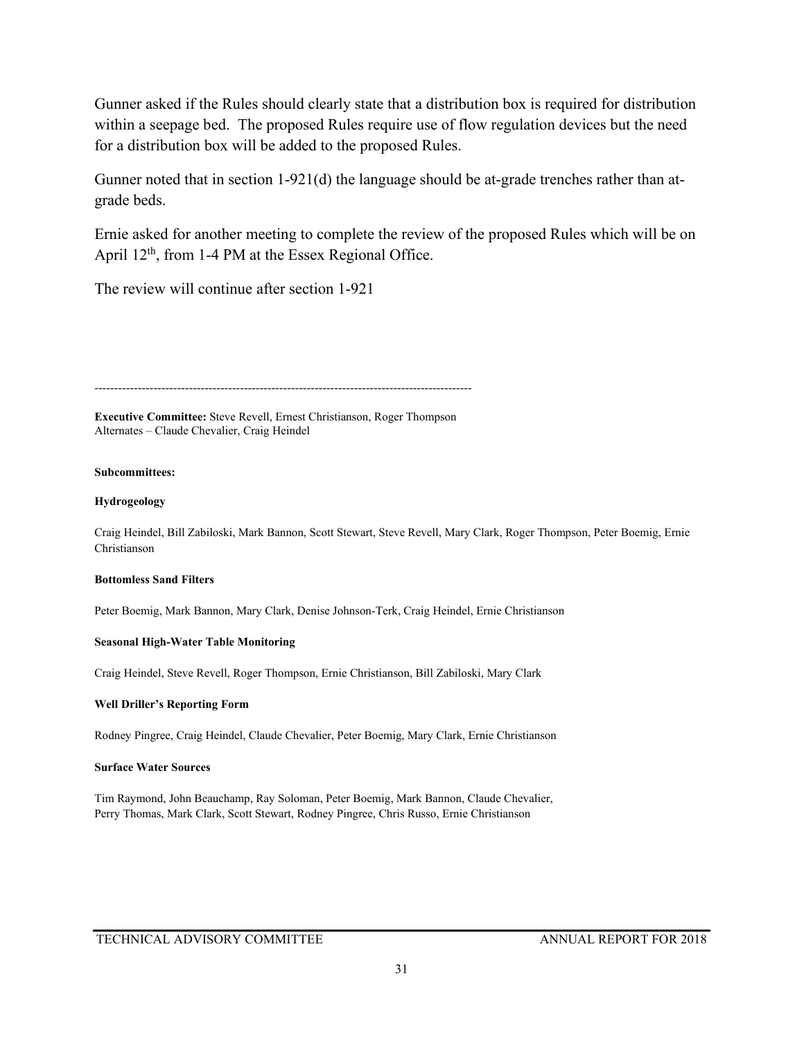Gunner asked if the Rules should clearly state that a distribution box is required for distribution within a seepage bed. The proposed Rules require use of flow regulation devices but the need for a distribution box will be added to the proposed Rules.

Gunner noted that in section 1-921(d) the language should be at-grade trenches rather than at-grade beds.

Ernie asked for another meeting to complete the review of the proposed Rules which will be on April 12th, from 1-4 PM at the Essex Regional Office.

The review will continue after section 1-921

-----------------------------------------------------------------------------------------------

**Executive Committee:** Steve Revell, Ernest Christianson, Roger Thompson
Alternates – Claude Chevalier, Craig Heindel

**Subcommittees:**

**Hydrogeology**

Craig Heindel, Bill Zabiloski, Mark Bannon, Scott Stewart, Steve Revell, Mary Clark, Roger Thompson, Peter Boemig, Ernie Christianson

**Bottomless Sand Filters**

Peter Boemig, Mark Bannon, Mary Clark, Denise Johnson-Terk, Craig Heindel, Ernie Christianson

**Seasonal High-Water Table Monitoring**

Craig Heindel, Steve Revell, Roger Thompson, Ernie Christianson, Bill Zabiloski, Mary Clark

**Well Driller's Reporting Form**

Rodney Pingree, Craig Heindel, Claude Chevalier, Peter Boemig, Mary Clark, Ernie Christianson

**Surface Water Sources**

Tim Raymond, John Beauchamp, Ray Soloman, Peter Boemig, Mark Bannon, Claude Chevalier, Perry Thomas, Mark Clark, Scott Stewart, Rodney Pingree, Chris Russo, Ernie Christianson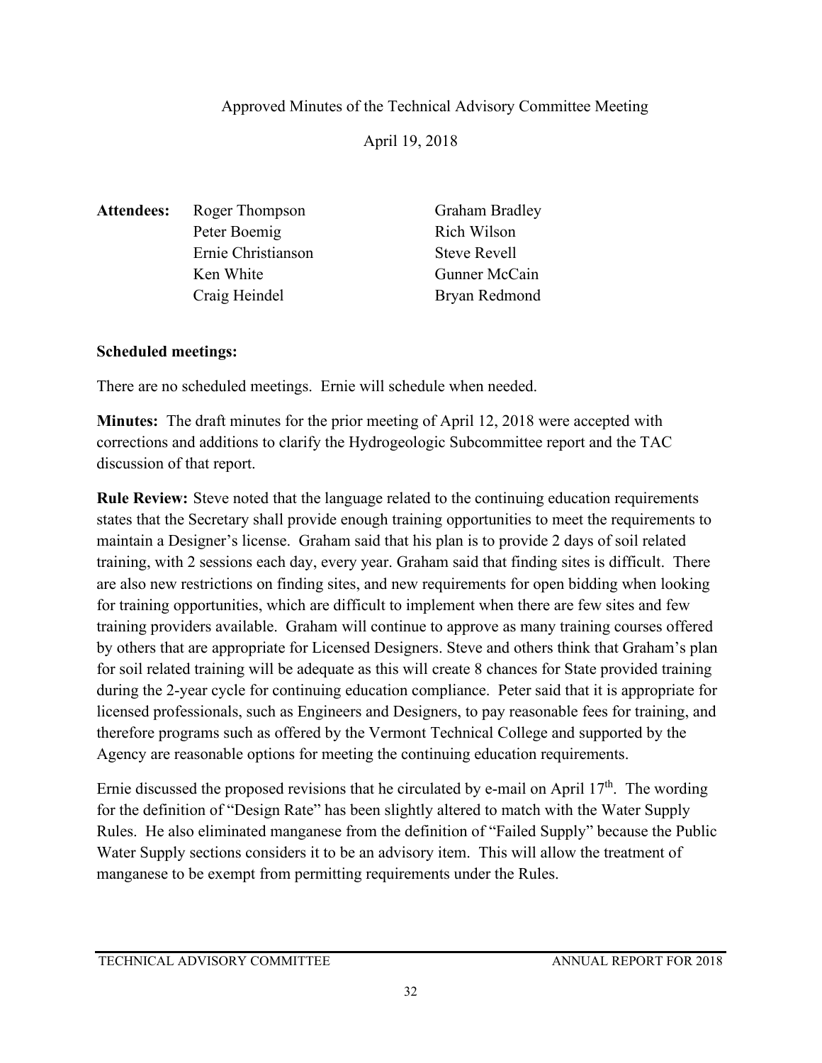Approved Minutes of the Technical Advisory Committee Meeting

April 19, 2018

**Attendees:**

| | |
|---|---|
| Roger Thompson | Graham Bradley |
| Peter Boemig | Rich Wilson |
| Ernie Christianson | Steve Revell |
| Ken White | Gunner McCain |
| Craig Heindel | Bryan Redmond |

**Scheduled meetings:**

There are no scheduled meetings. Ernie will schedule when needed.

**Minutes:** The draft minutes for the prior meeting of April 12, 2018 were accepted with corrections and additions to clarify the Hydrogeologic Subcommittee report and the TAC discussion of that report.

**Rule Review:** Steve noted that the language related to the continuing education requirements states that the Secretary shall provide enough training opportunities to meet the requirements to maintain a Designer's license. Graham said that his plan is to provide 2 days of soil related training, with 2 sessions each day, every year. Graham said that finding sites is difficult. There are also new restrictions on finding sites, and new requirements for open bidding when looking for training opportunities, which are difficult to implement when there are few sites and few training providers available. Graham will continue to approve as many training courses offered by others that are appropriate for Licensed Designers. Steve and others think that Graham's plan for soil related training will be adequate as this will create 8 chances for State provided training during the 2-year cycle for continuing education compliance. Peter said that it is appropriate for licensed professionals, such as Engineers and Designers, to pay reasonable fees for training, and therefore programs such as offered by the Vermont Technical College and supported by the Agency are reasonable options for meeting the continuing education requirements.

Ernie discussed the proposed revisions that he circulated by e-mail on April 17th. The wording for the definition of "Design Rate" has been slightly altered to match with the Water Supply Rules. He also eliminated manganese from the definition of "Failed Supply" because the Public Water Supply sections considers it to be an advisory item. This will allow the treatment of manganese to be exempt from permitting requirements under the Rules.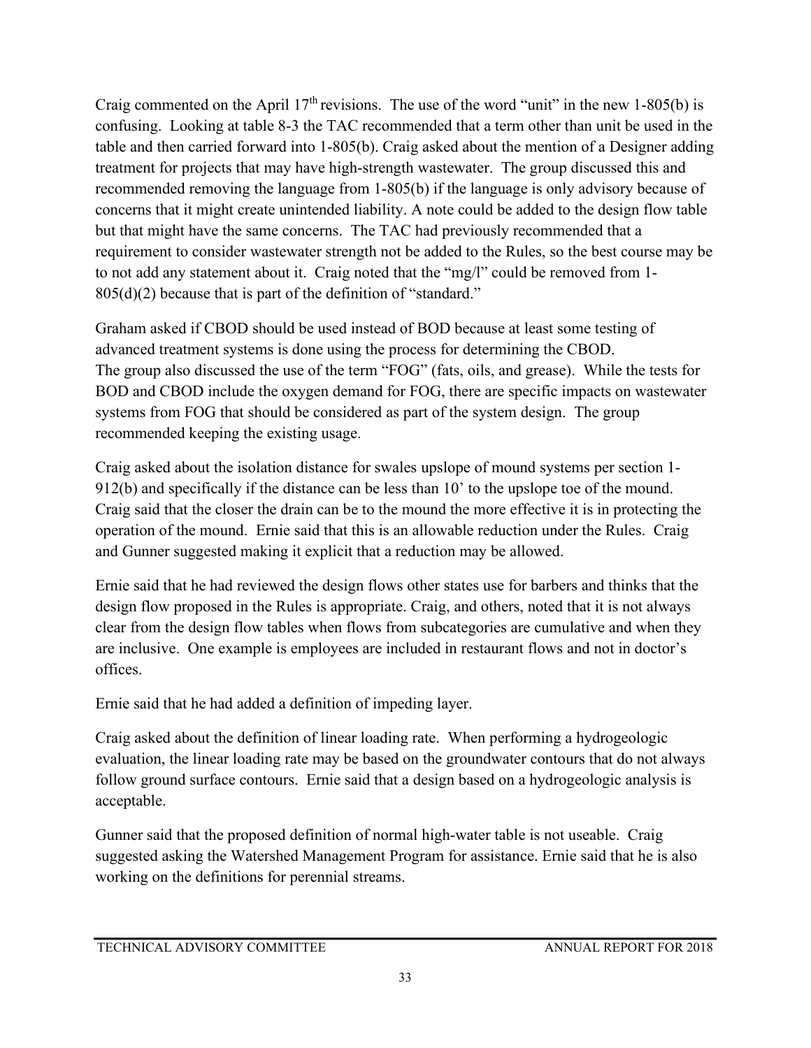Craig commented on the April 17th revisions. The use of the word "unit" in the new 1-805(b) is confusing. Looking at table 8-3 the TAC recommended that a term other than unit be used in the table and then carried forward into 1-805(b). Craig asked about the mention of a Designer adding treatment for projects that may have high-strength wastewater. The group discussed this and recommended removing the language from 1-805(b) if the language is only advisory because of concerns that it might create unintended liability. A note could be added to the design flow table but that might have the same concerns. The TAC had previously recommended that a requirement to consider wastewater strength not be added to the Rules, so the best course may be to not add any statement about it. Craig noted that the "mg/l" could be removed from 1-805(d)(2) because that is part of the definition of "standard."

Graham asked if CBOD should be used instead of BOD because at least some testing of advanced treatment systems is done using the process for determining the CBOD. The group also discussed the use of the term "FOG" (fats, oils, and grease). While the tests for BOD and CBOD include the oxygen demand for FOG, there are specific impacts on wastewater systems from FOG that should be considered as part of the system design. The group recommended keeping the existing usage.

Craig asked about the isolation distance for swales upslope of mound systems per section 1-912(b) and specifically if the distance can be less than 10' to the upslope toe of the mound. Craig said that the closer the drain can be to the mound the more effective it is in protecting the operation of the mound. Ernie said that this is an allowable reduction under the Rules. Craig and Gunner suggested making it explicit that a reduction may be allowed.

Ernie said that he had reviewed the design flows other states use for barbers and thinks that the design flow proposed in the Rules is appropriate. Craig, and others, noted that it is not always clear from the design flow tables when flows from subcategories are cumulative and when they are inclusive. One example is employees are included in restaurant flows and not in doctor's offices.

Ernie said that he had added a definition of impeding layer.

Craig asked about the definition of linear loading rate. When performing a hydrogeologic evaluation, the linear loading rate may be based on the groundwater contours that do not always follow ground surface contours. Ernie said that a design based on a hydrogeologic analysis is acceptable.

Gunner said that the proposed definition of normal high-water table is not useable. Craig suggested asking the Watershed Management Program for assistance. Ernie said that he is also working on the definitions for perennial streams.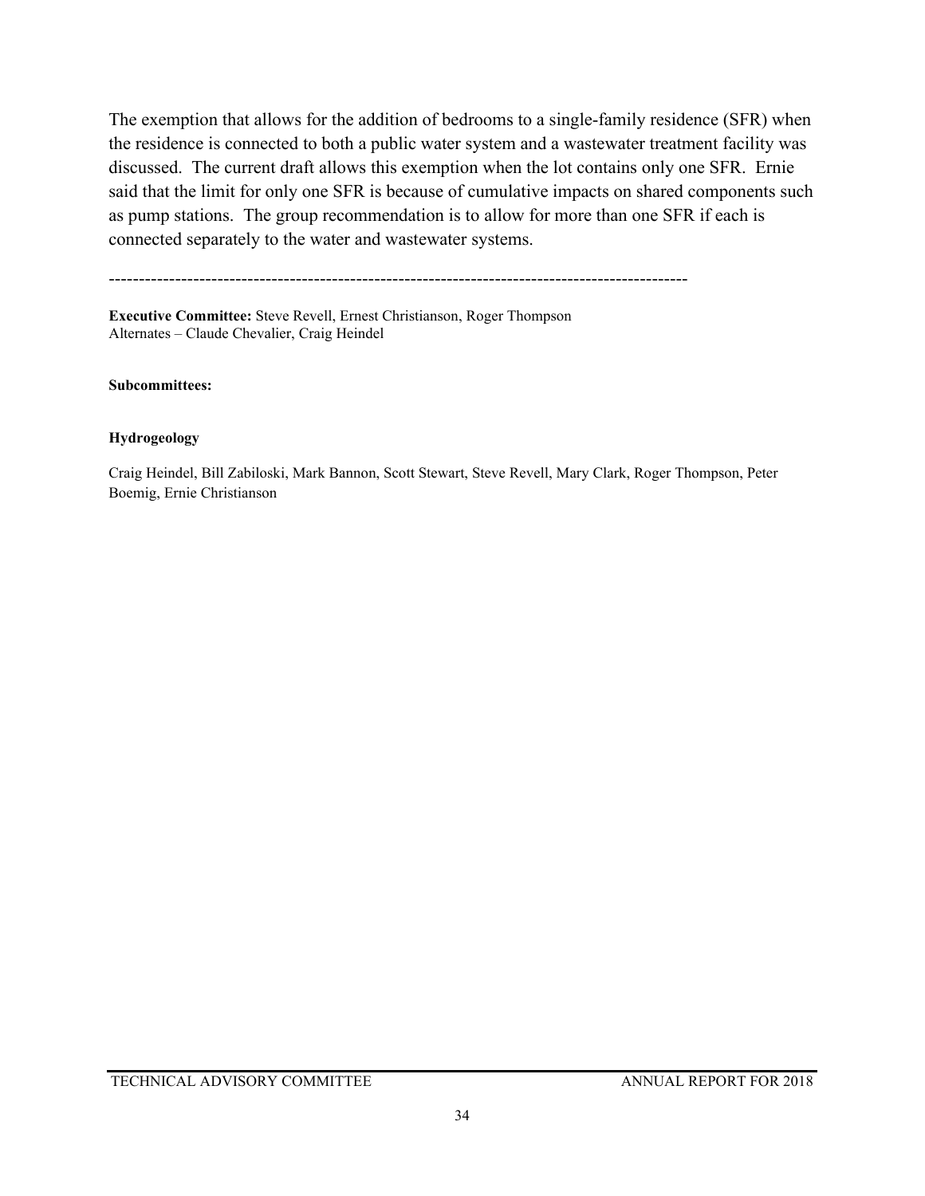The exemption that allows for the addition of bedrooms to a single-family residence (SFR) when the residence is connected to both a public water system and a wastewater treatment facility was discussed. The current draft allows this exemption when the lot contains only one SFR. Ernie said that the limit for only one SFR is because of cumulative impacts on shared components such as pump stations. The group recommendation is to allow for more than one SFR if each is connected separately to the water and wastewater systems.

-----------------------------------------------------------------------------------------------

**Executive Committee:** Steve Revell, Ernest Christianson, Roger Thompson
Alternates – Claude Chevalier, Craig Heindel

**Subcommittees:**

**Hydrogeology**

Craig Heindel, Bill Zabiloski, Mark Bannon, Scott Stewart, Steve Revell, Mary Clark, Roger Thompson, Peter Boemig, Ernie Christianson